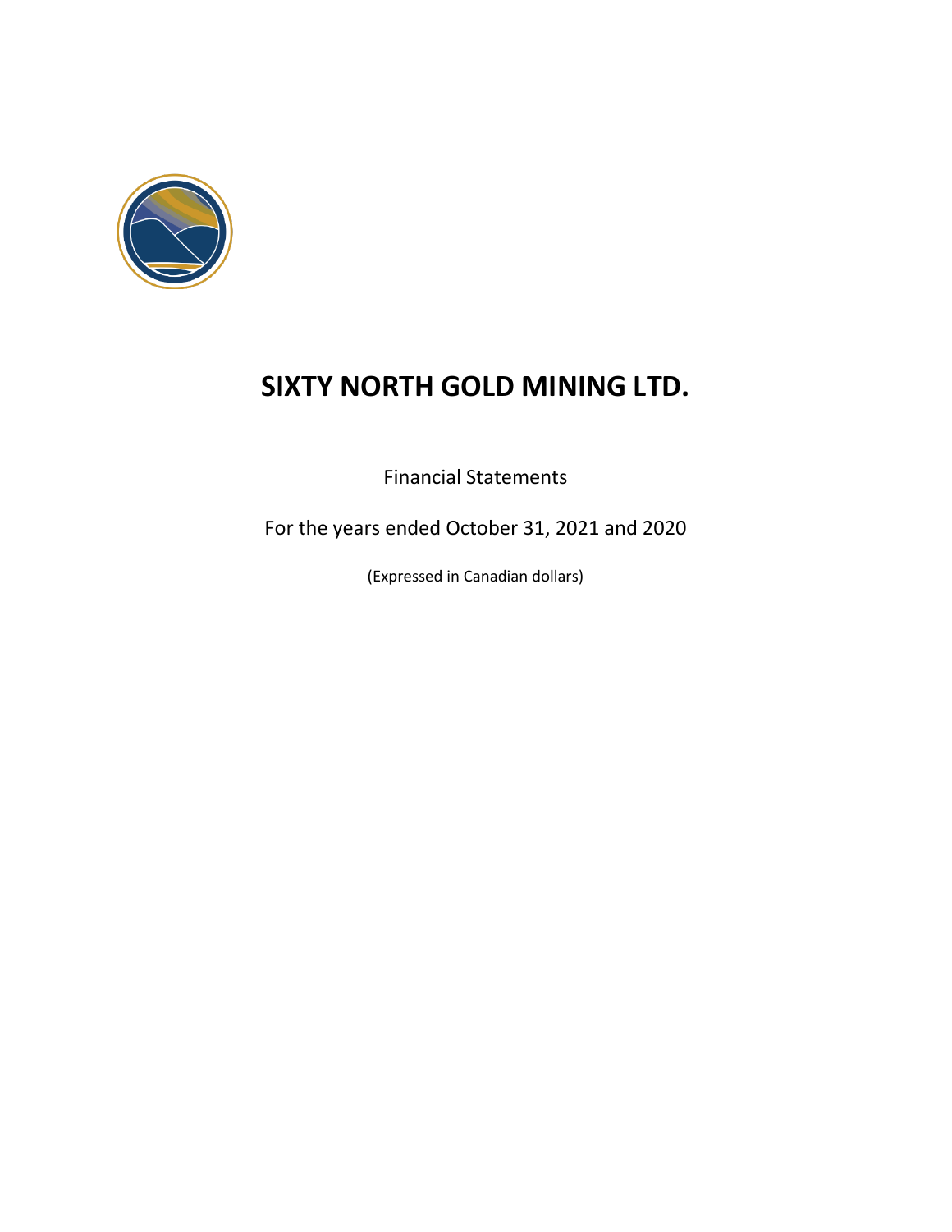# SIXTY NORTH GOLD MINING LTD.

Financial Statements

For the years ended October 31, 2021 and 2020

(Expressed in Canadian dollars)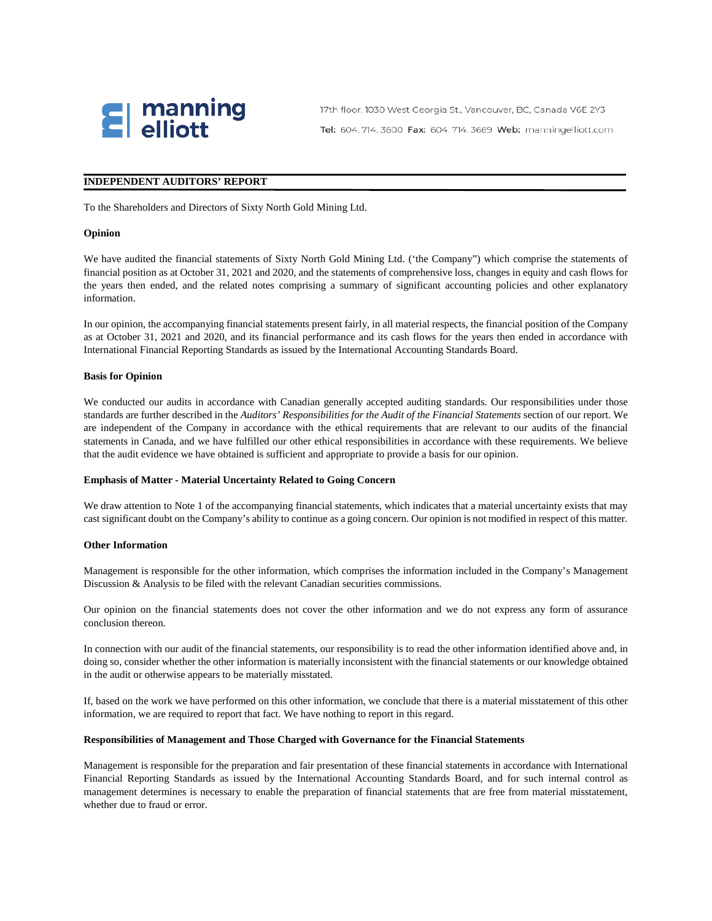manning elliott

17th floor, 1030 West Georgia St., Vancouver, BC, Canada V6E 2Y3

**Tel:** 604. 714. 3600 **Fax:** 604. 714. 3669 **Web:** manningelliott.com

## INDEPENDENT AUDITORS' REPORT

To the Shareholders and Directors of Sixty North Gold Mining Ltd.

### Opinion

We have audited the financial statements of Sixty North Gold Mining Ltd. ('the Company") which comprise the statements of financial position as at October 31, 2021 and 2020, and the statements of comprehensive loss, changes in equity and cash flows for the years then ended, and the related notes comprising a summary of significant accounting policies and other explanatory information.

In our opinion, the accompanying financial statements present fairly, in all material respects, the financial position of the Company as at October 31, 2021 and 2020, and its financial performance and its cash flows for the years then ended in accordance with International Financial Reporting Standards as issued by the International Accounting Standards Board.

### Basis for Opinion

We conducted our audits in accordance with Canadian generally accepted auditing standards. Our responsibilities under those standards are further described in the *Auditors' Responsibilities for the Audit of the Financial Statements* section of our report. We are independent of the Company in accordance with the ethical requirements that are relevant to our audits of the financial statements in Canada, and we have fulfilled our other ethical responsibilities in accordance with these requirements. We believe that the audit evidence we have obtained is sufficient and appropriate to provide a basis for our opinion.

### Emphasis of Matter - Material Uncertainty Related to Going Concern

We draw attention to Note 1 of the accompanying financial statements, which indicates that a material uncertainty exists that may cast significant doubt on the Company's ability to continue as a going concern. Our opinion is not modified in respect of this matter.

### Other Information

Management is responsible for the other information, which comprises the information included in the Company's Management Discussion & Analysis to be filed with the relevant Canadian securities commissions.

Our opinion on the financial statements does not cover the other information and we do not express any form of assurance conclusion thereon.

In connection with our audit of the financial statements, our responsibility is to read the other information identified above and, in doing so, consider whether the other information is materially inconsistent with the financial statements or our knowledge obtained in the audit or otherwise appears to be materially misstated.

If, based on the work we have performed on this other information, we conclude that there is a material misstatement of this other information, we are required to report that fact. We have nothing to report in this regard.

### Responsibilities of Management and Those Charged with Governance for the Financial Statements

Management is responsible for the preparation and fair presentation of these financial statements in accordance with International Financial Reporting Standards as issued by the International Accounting Standards Board, and for such internal control as management determines is necessary to enable the preparation of financial statements that are free from material misstatement, whether due to fraud or error.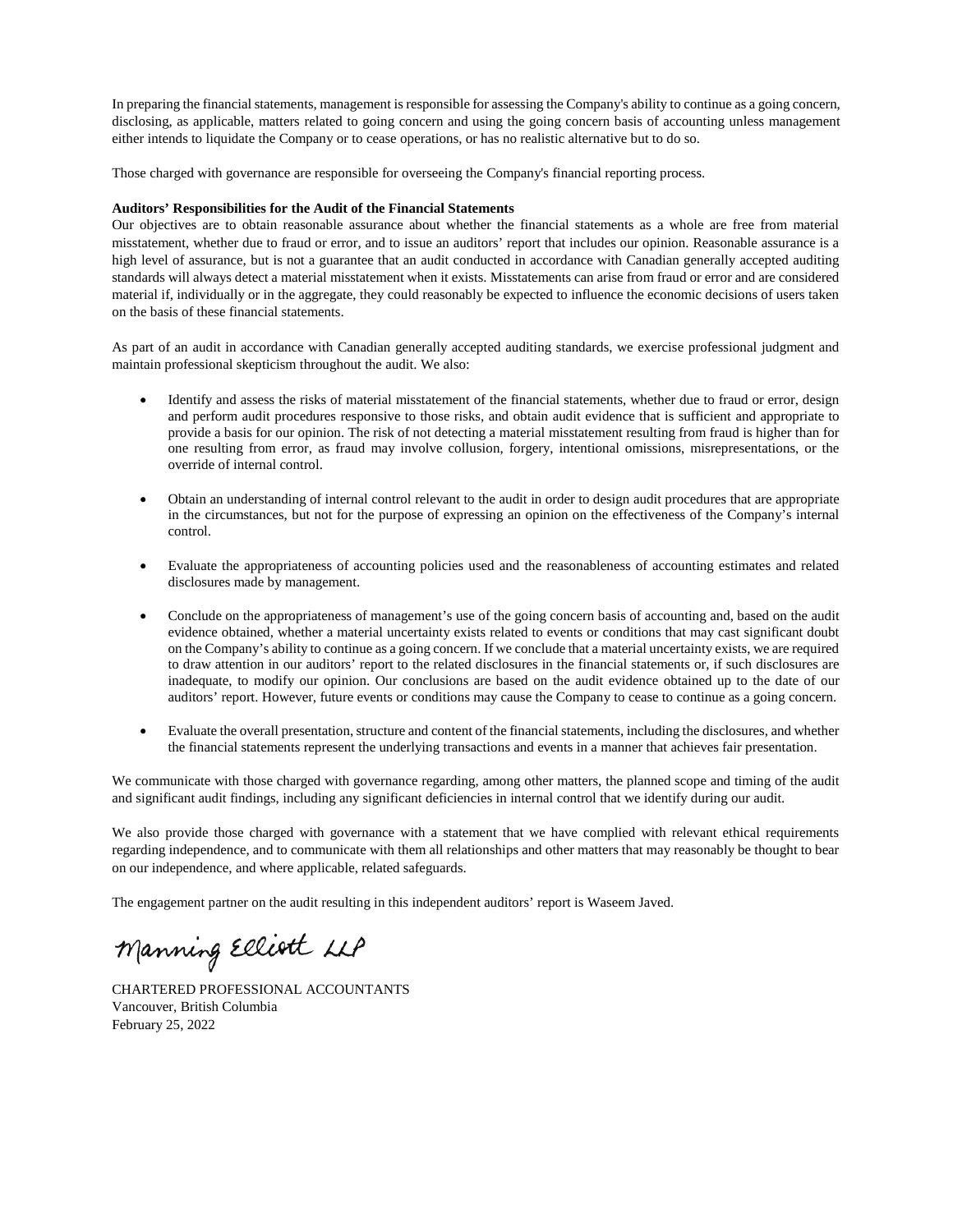In preparing the financial statements, management is responsible for assessing the Company's ability to continue as a going concern, disclosing, as applicable, matters related to going concern and using the going concern basis of accounting unless management either intends to liquidate the Company or to cease operations, or has no realistic alternative but to do so.

Those charged with governance are responsible for overseeing the Company's financial reporting process.

**Auditors' Responsibilities for the Audit of the Financial Statements**

Our objectives are to obtain reasonable assurance about whether the financial statements as a whole are free from material misstatement, whether due to fraud or error, and to issue an auditors' report that includes our opinion. Reasonable assurance is a high level of assurance, but is not a guarantee that an audit conducted in accordance with Canadian generally accepted auditing standards will always detect a material misstatement when it exists. Misstatements can arise from fraud or error and are considered material if, individually or in the aggregate, they could reasonably be expected to influence the economic decisions of users taken on the basis of these financial statements.

As part of an audit in accordance with Canadian generally accepted auditing standards, we exercise professional judgment and maintain professional skepticism throughout the audit. We also:

- Identify and assess the risks of material misstatement of the financial statements, whether due to fraud or error, design and perform audit procedures responsive to those risks, and obtain audit evidence that is sufficient and appropriate to provide a basis for our opinion. The risk of not detecting a material misstatement resulting from fraud is higher than for one resulting from error, as fraud may involve collusion, forgery, intentional omissions, misrepresentations, or the override of internal control.

- Obtain an understanding of internal control relevant to the audit in order to design audit procedures that are appropriate in the circumstances, but not for the purpose of expressing an opinion on the effectiveness of the Company's internal control.

- Evaluate the appropriateness of accounting policies used and the reasonableness of accounting estimates and related disclosures made by management.

- Conclude on the appropriateness of management's use of the going concern basis of accounting and, based on the audit evidence obtained, whether a material uncertainty exists related to events or conditions that may cast significant doubt on the Company's ability to continue as a going concern. If we conclude that a material uncertainty exists, we are required to draw attention in our auditors' report to the related disclosures in the financial statements or, if such disclosures are inadequate, to modify our opinion. Our conclusions are based on the audit evidence obtained up to the date of our auditors' report. However, future events or conditions may cause the Company to cease to continue as a going concern.

- Evaluate the overall presentation, structure and content of the financial statements, including the disclosures, and whether the financial statements represent the underlying transactions and events in a manner that achieves fair presentation.

We communicate with those charged with governance regarding, among other matters, the planned scope and timing of the audit and significant audit findings, including any significant deficiencies in internal control that we identify during our audit.

We also provide those charged with governance with a statement that we have complied with relevant ethical requirements regarding independence, and to communicate with them all relationships and other matters that may reasonably be thought to bear on our independence, and where applicable, related safeguards.

The engagement partner on the audit resulting in this independent auditors' report is Waseem Javed.

Manning Elliott LLP

CHARTERED PROFESSIONAL ACCOUNTANTS
Vancouver, British Columbia
February 25, 2022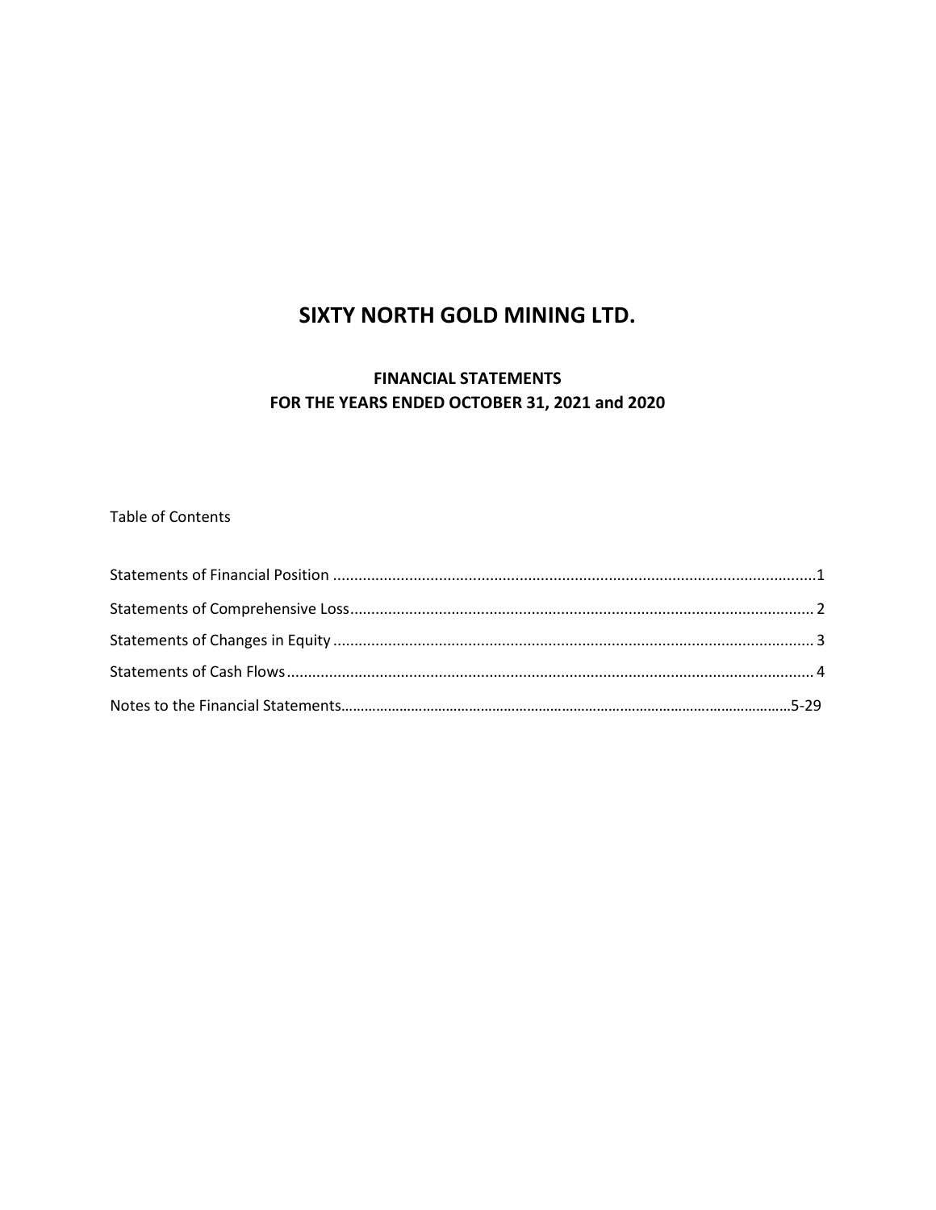# SIXTY NORTH GOLD MINING LTD.

## FINANCIAL STATEMENTS
## FOR THE YEARS ENDED OCTOBER 31, 2021 and 2020

Table of Contents

| | |
|---|---|
| Statements of Financial Position | 1 |
| Statements of Comprehensive Loss | 2 |
| Statements of Changes in Equity | 3 |
| Statements of Cash Flows | 4 |
| Notes to the Financial Statements | 5-29 |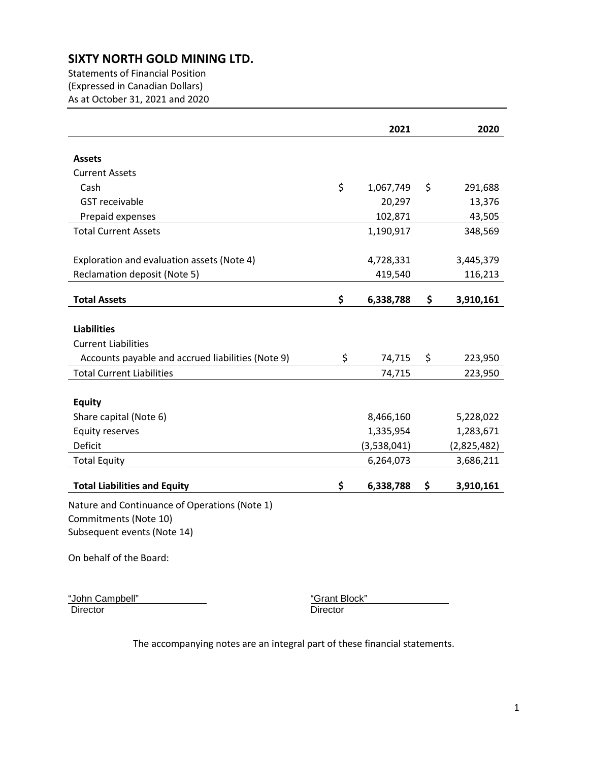# SIXTY NORTH GOLD MINING LTD.

Statements of Financial Position
(Expressed in Canadian Dollars)
As at October 31, 2021 and 2020

| | 2021 | 2020 |
|---|---|---|
| **Assets** | | |
| Current Assets | | |
| Cash | $ 1,067,749 | $ 291,688 |
| GST receivable | 20,297 | 13,376 |
| Prepaid expenses | 102,871 | 43,505 |
| Total Current Assets | 1,190,917 | 348,569 |
| Exploration and evaluation assets (Note 4) | 4,728,331 | 3,445,379 |
| Reclamation deposit (Note 5) | 419,540 | 116,213 |
| **Total Assets** | **$ 6,338,788** | **$ 3,910,161** |
| **Liabilities** | | |
| Current Liabilities | | |
| Accounts payable and accrued liabilities (Note 9) | $ 74,715 | $ 223,950 |
| Total Current Liabilities | 74,715 | 223,950 |
| **Equity** | | |
| Share capital (Note 6) | 8,466,160 | 5,228,022 |
| Equity reserves | 1,335,954 | 1,283,671 |
| Deficit | (3,538,041) | (2,825,482) |
| Total Equity | 6,264,073 | 3,686,211 |
| **Total Liabilities and Equity** | **$ 6,338,788** | **$ 3,910,161** |

Nature and Continuance of Operations (Note 1)
Commitments (Note 10)
Subsequent events (Note 14)

On behalf of the Board:

"John Campbell"
Director

"Grant Block"
Director

The accompanying notes are an integral part of these financial statements.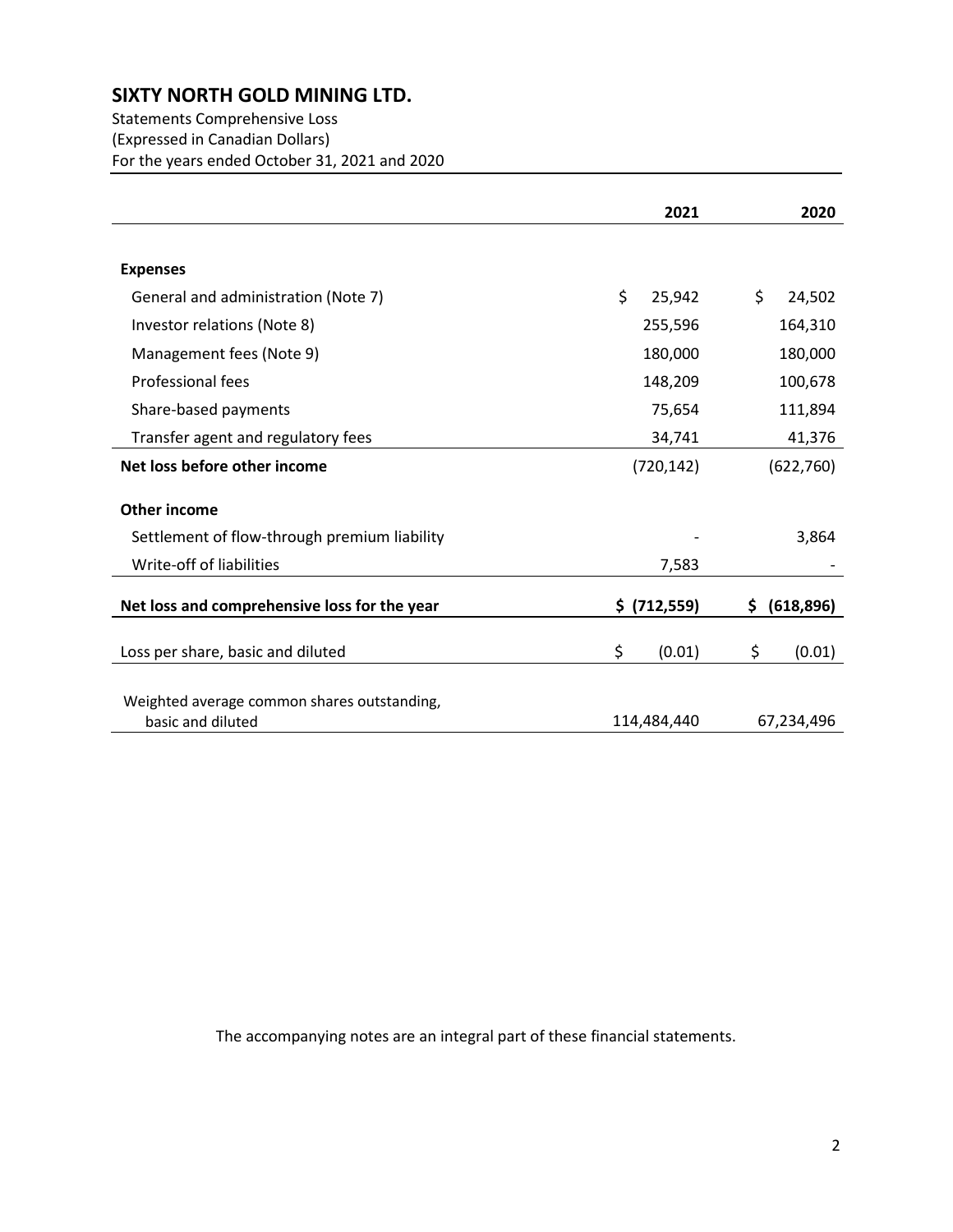# SIXTY NORTH GOLD MINING LTD.

Statements Comprehensive Loss
(Expressed in Canadian Dollars)
For the years ended October 31, 2021 and 2020

| | 2021 | 2020 |
|---|---|---|
| **Expenses** | | |
| General and administration (Note 7) | $ 25,942 | $ 24,502 |
| Investor relations (Note 8) | 255,596 | 164,310 |
| Management fees (Note 9) | 180,000 | 180,000 |
| Professional fees | 148,209 | 100,678 |
| Share-based payments | 75,654 | 111,894 |
| Transfer agent and regulatory fees | 34,741 | 41,376 |
| **Net loss before other income** | (720,142) | (622,760) |
| **Other income** | | |
| Settlement of flow-through premium liability | - | 3,864 |
| Write-off of liabilities | 7,583 | - |
| **Net loss and comprehensive loss for the year** | **$ (712,559)** | **$ (618,896)** |
| Loss per share, basic and diluted | $ (0.01) | $ (0.01) |
| Weighted average common shares outstanding, basic and diluted | 114,484,440 | 67,234,496 |

The accompanying notes are an integral part of these financial statements.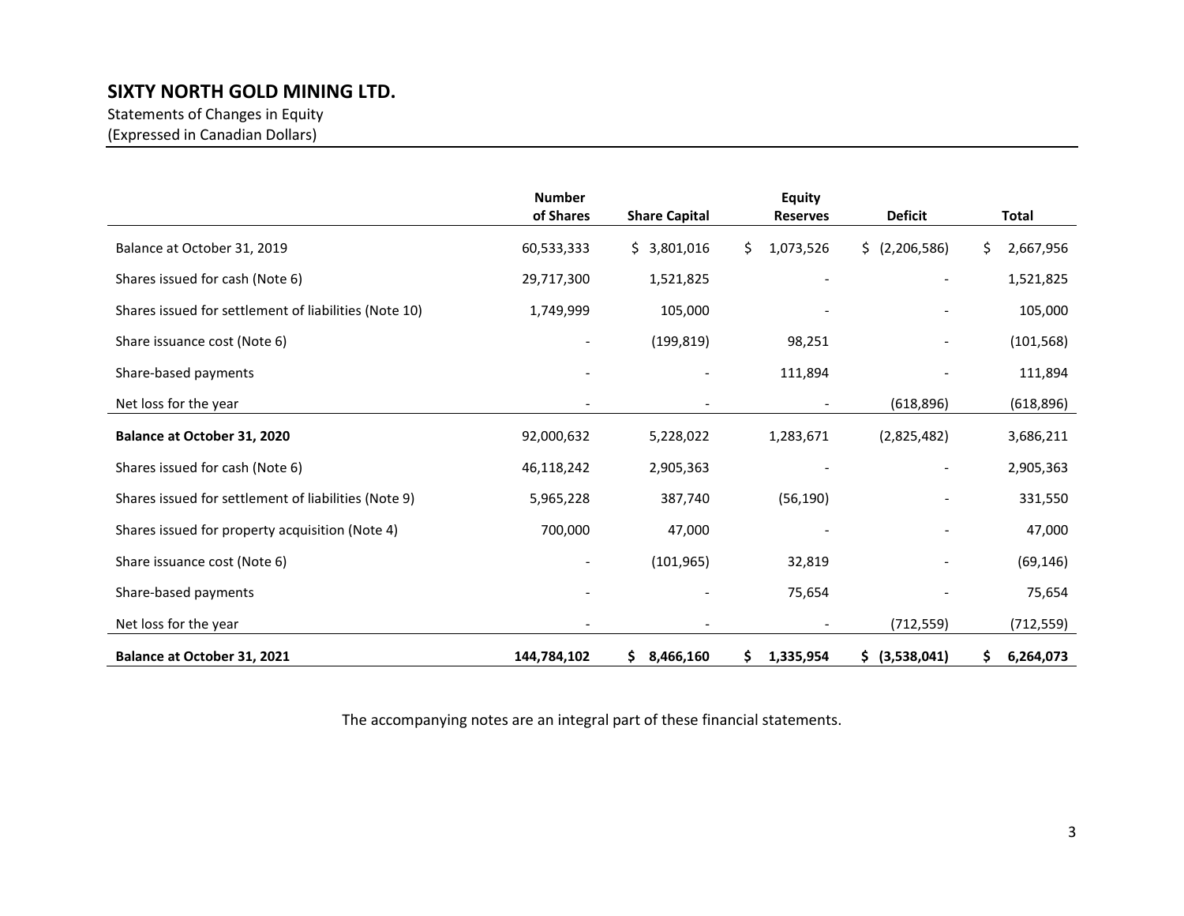# SIXTY NORTH GOLD MINING LTD.

Statements of Changes in Equity
(Expressed in Canadian Dollars)

| | Number of Shares | Share Capital | Equity Reserves | Deficit | Total |
|---|---|---|---|---|---|
| Balance at October 31, 2019 | 60,533,333 | $ 3,801,016 | $ 1,073,526 | $ (2,206,586) | $ 2,667,956 |
| Shares issued for cash (Note 6) | 29,717,300 | 1,521,825 | - | - | 1,521,825 |
| Shares issued for settlement of liabilities (Note 10) | 1,749,999 | 105,000 | - | - | 105,000 |
| Share issuance cost (Note 6) | - | (199,819) | 98,251 | - | (101,568) |
| Share-based payments | - | - | 111,894 | - | 111,894 |
| Net loss for the year | - | - | - | (618,896) | (618,896) |
| **Balance at October 31, 2020** | 92,000,632 | 5,228,022 | 1,283,671 | (2,825,482) | 3,686,211 |
| Shares issued for cash (Note 6) | 46,118,242 | 2,905,363 | - | - | 2,905,363 |
| Shares issued for settlement of liabilities (Note 9) | 5,965,228 | 387,740 | (56,190) | - | 331,550 |
| Shares issued for property acquisition (Note 4) | 700,000 | 47,000 | - | - | 47,000 |
| Share issuance cost (Note 6) | - | (101,965) | 32,819 | - | (69,146) |
| Share-based payments | - | - | 75,654 | - | 75,654 |
| Net loss for the year | - | - | - | (712,559) | (712,559) |
| **Balance at October 31, 2021** | **144,784,102** | **$ 8,466,160** | **$ 1,335,954** | **$ (3,538,041)** | **$ 6,264,073** |

The accompanying notes are an integral part of these financial statements.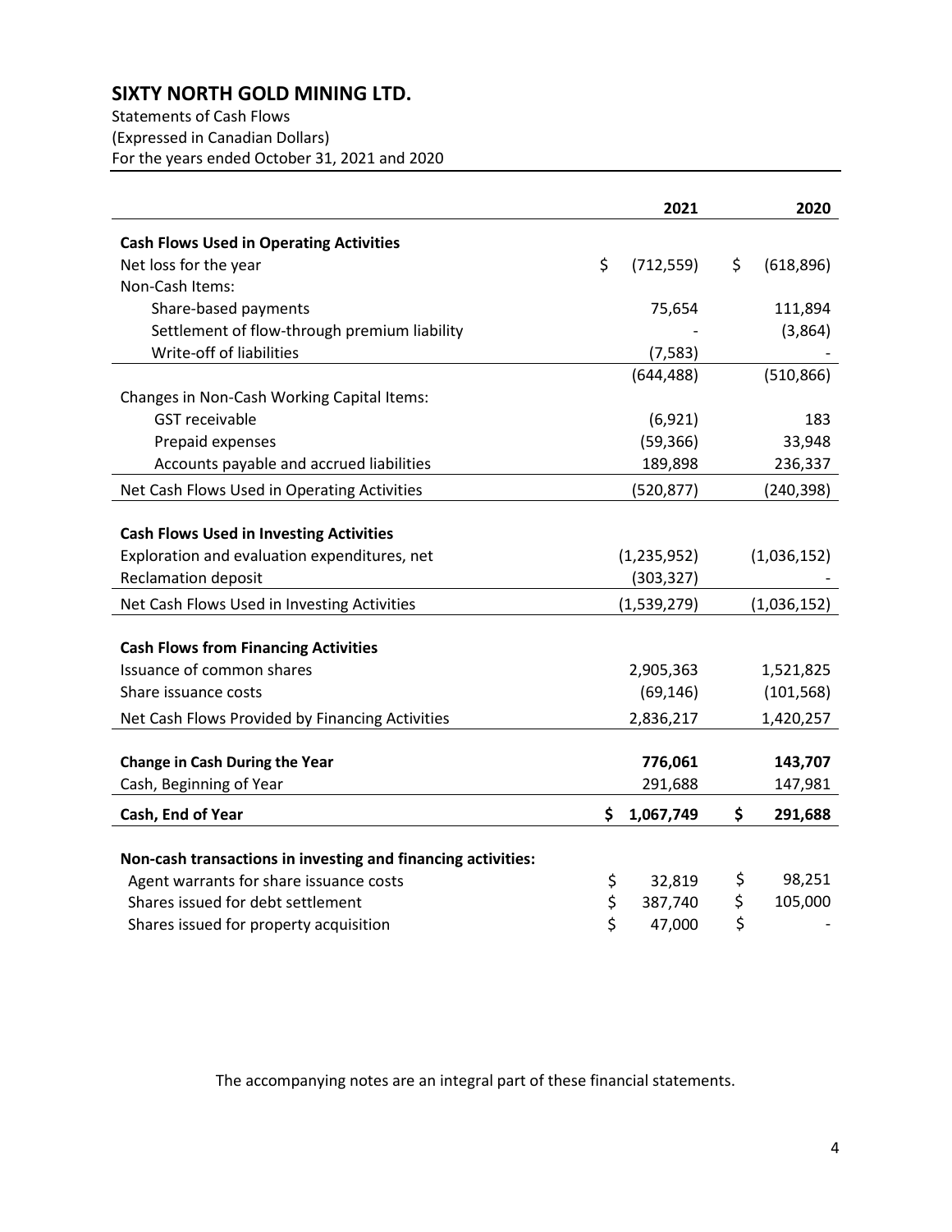# SIXTY NORTH GOLD MINING LTD.

Statements of Cash Flows
(Expressed in Canadian Dollars)
For the years ended October 31, 2021 and 2020

| | 2021 | 2020 |
|---|---|---|
| **Cash Flows Used in Operating Activities** | | |
| Net loss for the year | $ (712,559) | $ (618,896) |
| Non-Cash Items: | | |
| Share-based payments | 75,654 | 111,894 |
| Settlement of flow-through premium liability | - | (3,864) |
| Write-off of liabilities | (7,583) | - |
| | (644,488) | (510,866) |
| Changes in Non-Cash Working Capital Items: | | |
| GST receivable | (6,921) | 183 |
| Prepaid expenses | (59,366) | 33,948 |
| Accounts payable and accrued liabilities | 189,898 | 236,337 |
| Net Cash Flows Used in Operating Activities | (520,877) | (240,398) |
| **Cash Flows Used in Investing Activities** | | |
| Exploration and evaluation expenditures, net | (1,235,952) | (1,036,152) |
| Reclamation deposit | (303,327) | - |
| Net Cash Flows Used in Investing Activities | (1,539,279) | (1,036,152) |
| **Cash Flows from Financing Activities** | | |
| Issuance of common shares | 2,905,363 | 1,521,825 |
| Share issuance costs | (69,146) | (101,568) |
| Net Cash Flows Provided by Financing Activities | 2,836,217 | 1,420,257 |
| **Change in Cash During the Year** | **776,061** | **143,707** |
| Cash, Beginning of Year | 291,688 | 147,981 |
| **Cash, End of Year** | **$ 1,067,749** | **$ 291,688** |
| **Non-cash transactions in investing and financing activities:** | | |
| Agent warrants for share issuance costs | $ 32,819 | $ 98,251 |
| Shares issued for debt settlement | $ 387,740 | $ 105,000 |
| Shares issued for property acquisition | $ 47,000 | $ - |

The accompanying notes are an integral part of these financial statements.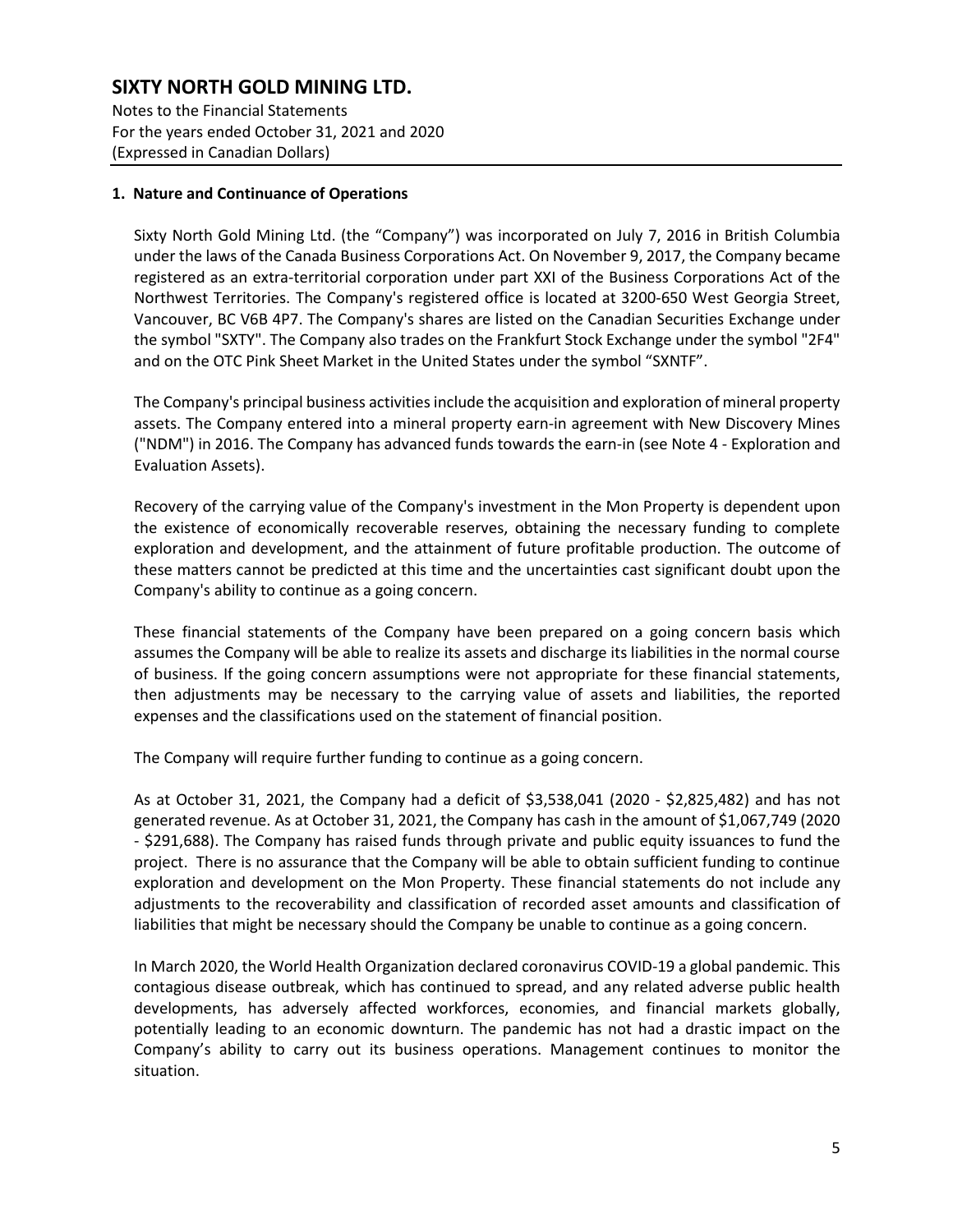# SIXTY NORTH GOLD MINING LTD.

Notes to the Financial Statements
For the years ended October 31, 2021 and 2020
(Expressed in Canadian Dollars)

## 1. Nature and Continuance of Operations

Sixty North Gold Mining Ltd. (the "Company") was incorporated on July 7, 2016 in British Columbia under the laws of the Canada Business Corporations Act. On November 9, 2017, the Company became registered as an extra-territorial corporation under part XXI of the Business Corporations Act of the Northwest Territories. The Company's registered office is located at 3200-650 West Georgia Street, Vancouver, BC V6B 4P7. The Company's shares are listed on the Canadian Securities Exchange under the symbol "SXTY". The Company also trades on the Frankfurt Stock Exchange under the symbol "2F4" and on the OTC Pink Sheet Market in the United States under the symbol "SXNTF".

The Company's principal business activities include the acquisition and exploration of mineral property assets. The Company entered into a mineral property earn-in agreement with New Discovery Mines ("NDM") in 2016. The Company has advanced funds towards the earn-in (see Note 4 - Exploration and Evaluation Assets).

Recovery of the carrying value of the Company's investment in the Mon Property is dependent upon the existence of economically recoverable reserves, obtaining the necessary funding to complete exploration and development, and the attainment of future profitable production. The outcome of these matters cannot be predicted at this time and the uncertainties cast significant doubt upon the Company's ability to continue as a going concern.

These financial statements of the Company have been prepared on a going concern basis which assumes the Company will be able to realize its assets and discharge its liabilities in the normal course of business. If the going concern assumptions were not appropriate for these financial statements, then adjustments may be necessary to the carrying value of assets and liabilities, the reported expenses and the classifications used on the statement of financial position.

The Company will require further funding to continue as a going concern.

As at October 31, 2021, the Company had a deficit of $3,538,041 (2020 - $2,825,482) and has not generated revenue. As at October 31, 2021, the Company has cash in the amount of $1,067,749 (2020 - $291,688). The Company has raised funds through private and public equity issuances to fund the project. There is no assurance that the Company will be able to obtain sufficient funding to continue exploration and development on the Mon Property. These financial statements do not include any adjustments to the recoverability and classification of recorded asset amounts and classification of liabilities that might be necessary should the Company be unable to continue as a going concern.

In March 2020, the World Health Organization declared coronavirus COVID-19 a global pandemic. This contagious disease outbreak, which has continued to spread, and any related adverse public health developments, has adversely affected workforces, economies, and financial markets globally, potentially leading to an economic downturn. The pandemic has not had a drastic impact on the Company's ability to carry out its business operations. Management continues to monitor the situation.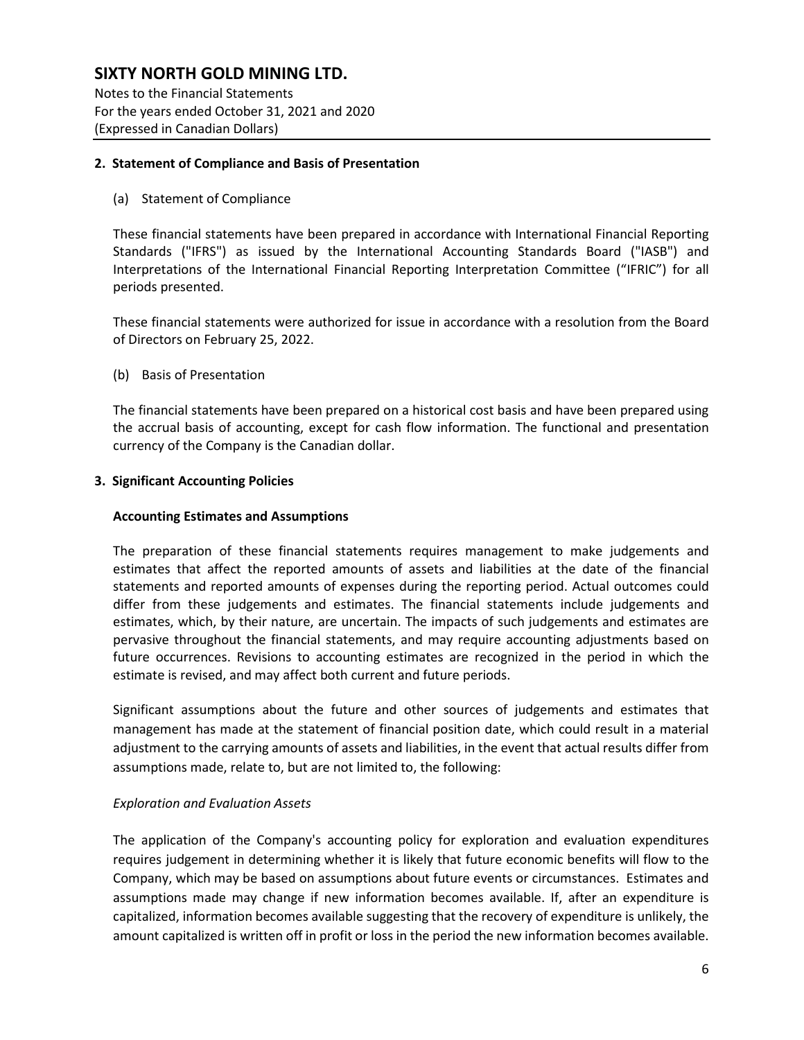## 2. Statement of Compliance and Basis of Presentation

(a) Statement of Compliance

These financial statements have been prepared in accordance with International Financial Reporting Standards ("IFRS") as issued by the International Accounting Standards Board ("IASB") and Interpretations of the International Financial Reporting Interpretation Committee ("IFRIC") for all periods presented.

These financial statements were authorized for issue in accordance with a resolution from the Board of Directors on February 25, 2022.

(b) Basis of Presentation

The financial statements have been prepared on a historical cost basis and have been prepared using the accrual basis of accounting, except for cash flow information. The functional and presentation currency of the Company is the Canadian dollar.

## 3. Significant Accounting Policies

**Accounting Estimates and Assumptions**

The preparation of these financial statements requires management to make judgements and estimates that affect the reported amounts of assets and liabilities at the date of the financial statements and reported amounts of expenses during the reporting period. Actual outcomes could differ from these judgements and estimates. The financial statements include judgements and estimates, which, by their nature, are uncertain. The impacts of such judgements and estimates are pervasive throughout the financial statements, and may require accounting adjustments based on future occurrences. Revisions to accounting estimates are recognized in the period in which the estimate is revised, and may affect both current and future periods.

Significant assumptions about the future and other sources of judgements and estimates that management has made at the statement of financial position date, which could result in a material adjustment to the carrying amounts of assets and liabilities, in the event that actual results differ from assumptions made, relate to, but are not limited to, the following:

*Exploration and Evaluation Assets*

The application of the Company's accounting policy for exploration and evaluation expenditures requires judgement in determining whether it is likely that future economic benefits will flow to the Company, which may be based on assumptions about future events or circumstances. Estimates and assumptions made may change if new information becomes available. If, after an expenditure is capitalized, information becomes available suggesting that the recovery of expenditure is unlikely, the amount capitalized is written off in profit or loss in the period the new information becomes available.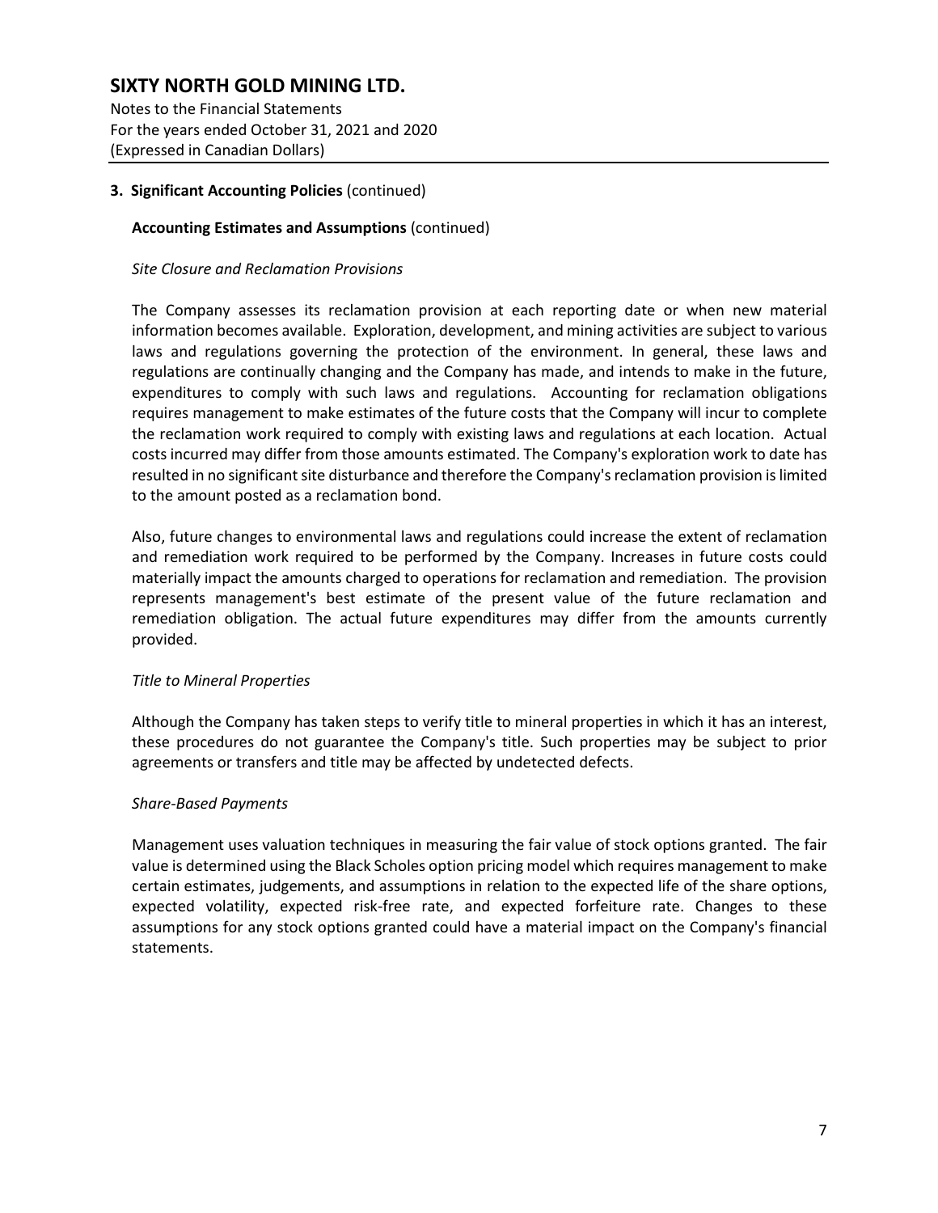### 3. Significant Accounting Policies (continued)

**Accounting Estimates and Assumptions** (continued)

*Site Closure and Reclamation Provisions*

The Company assesses its reclamation provision at each reporting date or when new material information becomes available. Exploration, development, and mining activities are subject to various laws and regulations governing the protection of the environment. In general, these laws and regulations are continually changing and the Company has made, and intends to make in the future, expenditures to comply with such laws and regulations. Accounting for reclamation obligations requires management to make estimates of the future costs that the Company will incur to complete the reclamation work required to comply with existing laws and regulations at each location. Actual costs incurred may differ from those amounts estimated. The Company's exploration work to date has resulted in no significant site disturbance and therefore the Company's reclamation provision is limited to the amount posted as a reclamation bond.

Also, future changes to environmental laws and regulations could increase the extent of reclamation and remediation work required to be performed by the Company. Increases in future costs could materially impact the amounts charged to operations for reclamation and remediation. The provision represents management's best estimate of the present value of the future reclamation and remediation obligation. The actual future expenditures may differ from the amounts currently provided.

*Title to Mineral Properties*

Although the Company has taken steps to verify title to mineral properties in which it has an interest, these procedures do not guarantee the Company's title. Such properties may be subject to prior agreements or transfers and title may be affected by undetected defects.

*Share-Based Payments*

Management uses valuation techniques in measuring the fair value of stock options granted. The fair value is determined using the Black Scholes option pricing model which requires management to make certain estimates, judgements, and assumptions in relation to the expected life of the share options, expected volatility, expected risk-free rate, and expected forfeiture rate. Changes to these assumptions for any stock options granted could have a material impact on the Company's financial statements.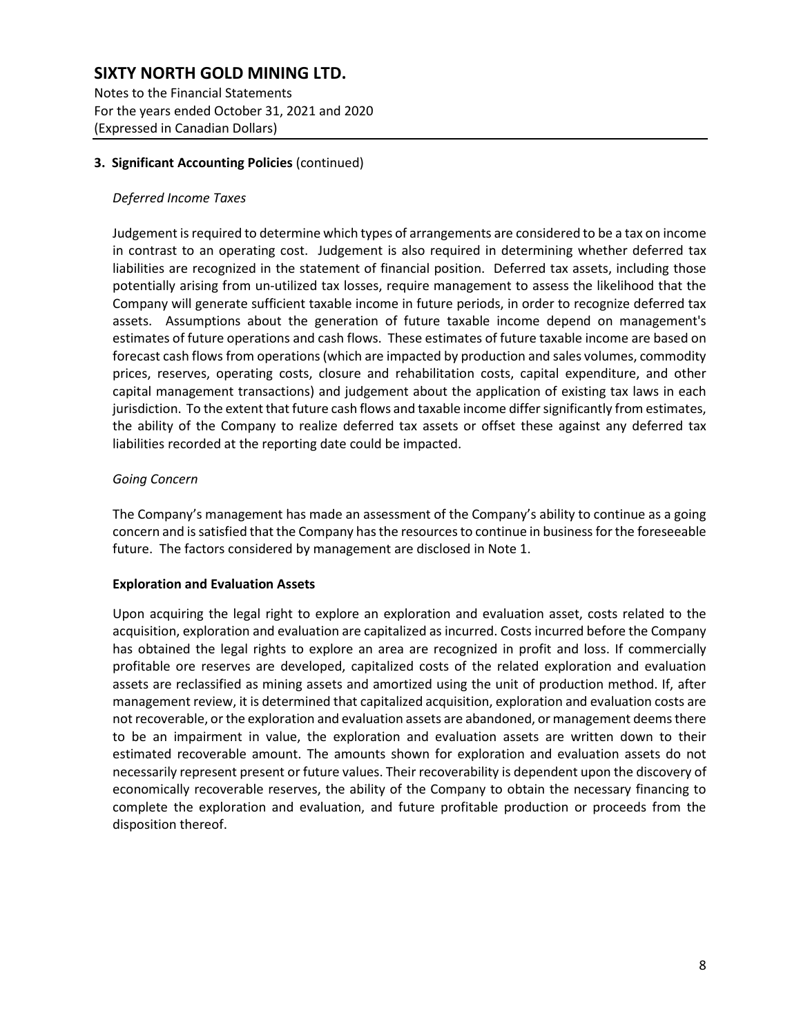**3. Significant Accounting Policies** (continued)

*Deferred Income Taxes*

Judgement is required to determine which types of arrangements are considered to be a tax on income in contrast to an operating cost. Judgement is also required in determining whether deferred tax liabilities are recognized in the statement of financial position. Deferred tax assets, including those potentially arising from un-utilized tax losses, require management to assess the likelihood that the Company will generate sufficient taxable income in future periods, in order to recognize deferred tax assets. Assumptions about the generation of future taxable income depend on management's estimates of future operations and cash flows. These estimates of future taxable income are based on forecast cash flows from operations (which are impacted by production and sales volumes, commodity prices, reserves, operating costs, closure and rehabilitation costs, capital expenditure, and other capital management transactions) and judgement about the application of existing tax laws in each jurisdiction. To the extent that future cash flows and taxable income differ significantly from estimates, the ability of the Company to realize deferred tax assets or offset these against any deferred tax liabilities recorded at the reporting date could be impacted.

*Going Concern*

The Company's management has made an assessment of the Company's ability to continue as a going concern and is satisfied that the Company has the resources to continue in business for the foreseeable future. The factors considered by management are disclosed in Note 1.

**Exploration and Evaluation Assets**

Upon acquiring the legal right to explore an exploration and evaluation asset, costs related to the acquisition, exploration and evaluation are capitalized as incurred. Costs incurred before the Company has obtained the legal rights to explore an area are recognized in profit and loss. If commercially profitable ore reserves are developed, capitalized costs of the related exploration and evaluation assets are reclassified as mining assets and amortized using the unit of production method. If, after management review, it is determined that capitalized acquisition, exploration and evaluation costs are not recoverable, or the exploration and evaluation assets are abandoned, or management deems there to be an impairment in value, the exploration and evaluation assets are written down to their estimated recoverable amount. The amounts shown for exploration and evaluation assets do not necessarily represent present or future values. Their recoverability is dependent upon the discovery of economically recoverable reserves, the ability of the Company to obtain the necessary financing to complete the exploration and evaluation, and future profitable production or proceeds from the disposition thereof.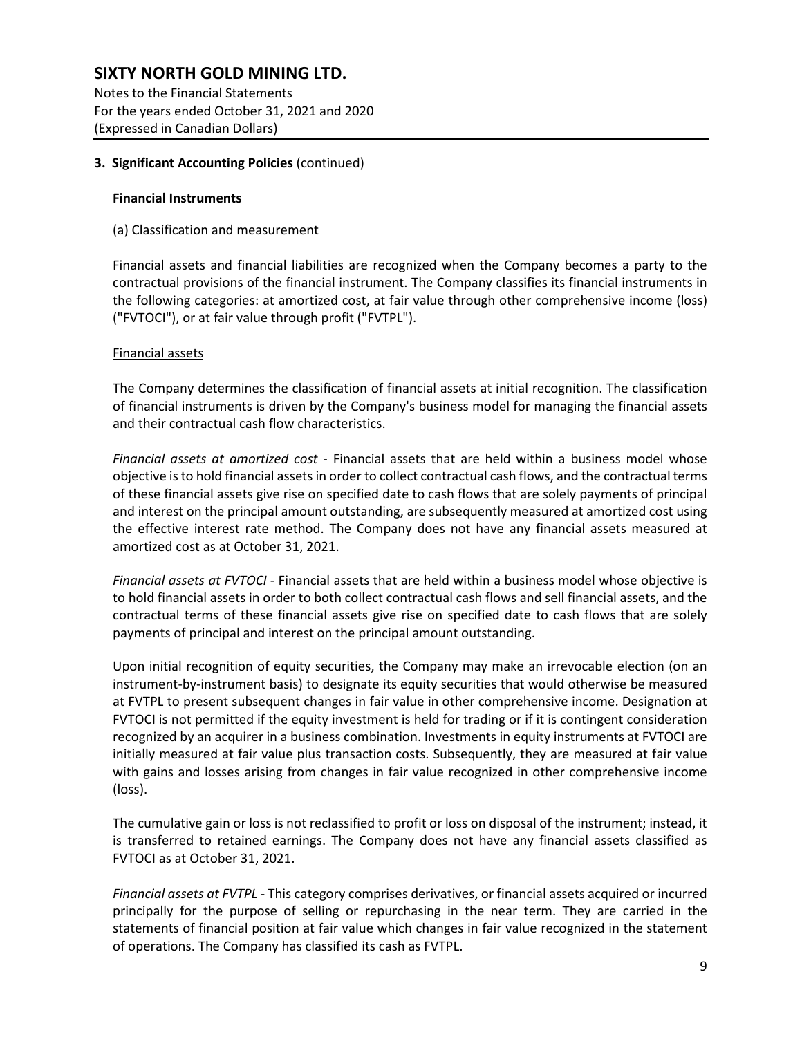### 3. Significant Accounting Policies (continued)

**Financial Instruments**

(a) Classification and measurement

Financial assets and financial liabilities are recognized when the Company becomes a party to the contractual provisions of the financial instrument. The Company classifies its financial instruments in the following categories: at amortized cost, at fair value through other comprehensive income (loss) ("FVTOCI"), or at fair value through profit ("FVTPL").

Financial assets

The Company determines the classification of financial assets at initial recognition. The classification of financial instruments is driven by the Company's business model for managing the financial assets and their contractual cash flow characteristics.

*Financial assets at amortized cost* - Financial assets that are held within a business model whose objective is to hold financial assets in order to collect contractual cash flows, and the contractual terms of these financial assets give rise on specified date to cash flows that are solely payments of principal and interest on the principal amount outstanding, are subsequently measured at amortized cost using the effective interest rate method. The Company does not have any financial assets measured at amortized cost as at October 31, 2021.

*Financial assets at FVTOCI* - Financial assets that are held within a business model whose objective is to hold financial assets in order to both collect contractual cash flows and sell financial assets, and the contractual terms of these financial assets give rise on specified date to cash flows that are solely payments of principal and interest on the principal amount outstanding.

Upon initial recognition of equity securities, the Company may make an irrevocable election (on an instrument-by-instrument basis) to designate its equity securities that would otherwise be measured at FVTPL to present subsequent changes in fair value in other comprehensive income. Designation at FVTOCI is not permitted if the equity investment is held for trading or if it is contingent consideration recognized by an acquirer in a business combination. Investments in equity instruments at FVTOCI are initially measured at fair value plus transaction costs. Subsequently, they are measured at fair value with gains and losses arising from changes in fair value recognized in other comprehensive income (loss).

The cumulative gain or loss is not reclassified to profit or loss on disposal of the instrument; instead, it is transferred to retained earnings. The Company does not have any financial assets classified as FVTOCI as at October 31, 2021.

*Financial assets at FVTPL* - This category comprises derivatives, or financial assets acquired or incurred principally for the purpose of selling or repurchasing in the near term. They are carried in the statements of financial position at fair value which changes in fair value recognized in the statement of operations. The Company has classified its cash as FVTPL.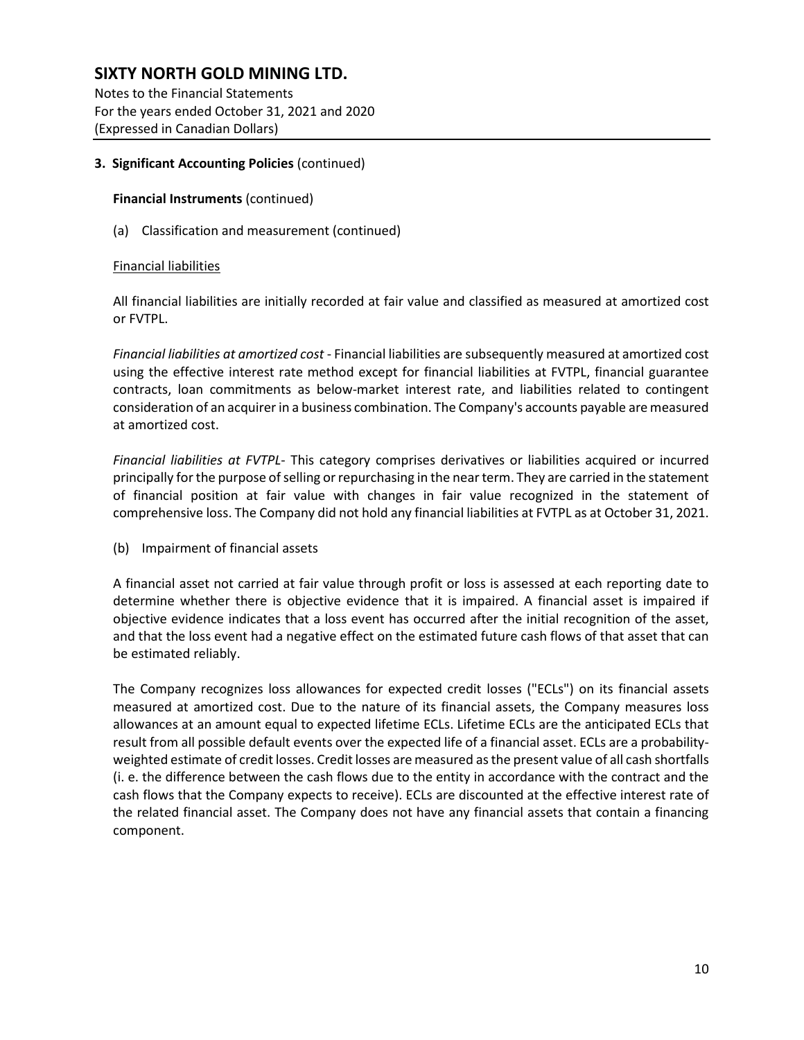### 3. Significant Accounting Policies (continued)

**Financial Instruments** (continued)

(a) Classification and measurement (continued)

Financial liabilities

All financial liabilities are initially recorded at fair value and classified as measured at amortized cost or FVTPL.

*Financial liabilities at amortized cost* - Financial liabilities are subsequently measured at amortized cost using the effective interest rate method except for financial liabilities at FVTPL, financial guarantee contracts, loan commitments as below-market interest rate, and liabilities related to contingent consideration of an acquirer in a business combination. The Company's accounts payable are measured at amortized cost.

*Financial liabilities at FVTPL*- This category comprises derivatives or liabilities acquired or incurred principally for the purpose of selling or repurchasing in the near term. They are carried in the statement of financial position at fair value with changes in fair value recognized in the statement of comprehensive loss. The Company did not hold any financial liabilities at FVTPL as at October 31, 2021.

(b) Impairment of financial assets

A financial asset not carried at fair value through profit or loss is assessed at each reporting date to determine whether there is objective evidence that it is impaired. A financial asset is impaired if objective evidence indicates that a loss event has occurred after the initial recognition of the asset, and that the loss event had a negative effect on the estimated future cash flows of that asset that can be estimated reliably.

The Company recognizes loss allowances for expected credit losses ("ECLs") on its financial assets measured at amortized cost. Due to the nature of its financial assets, the Company measures loss allowances at an amount equal to expected lifetime ECLs. Lifetime ECLs are the anticipated ECLs that result from all possible default events over the expected life of a financial asset. ECLs are a probability-weighted estimate of credit losses. Credit losses are measured as the present value of all cash shortfalls (i. e. the difference between the cash flows due to the entity in accordance with the contract and the cash flows that the Company expects to receive). ECLs are discounted at the effective interest rate of the related financial asset. The Company does not have any financial assets that contain a financing component.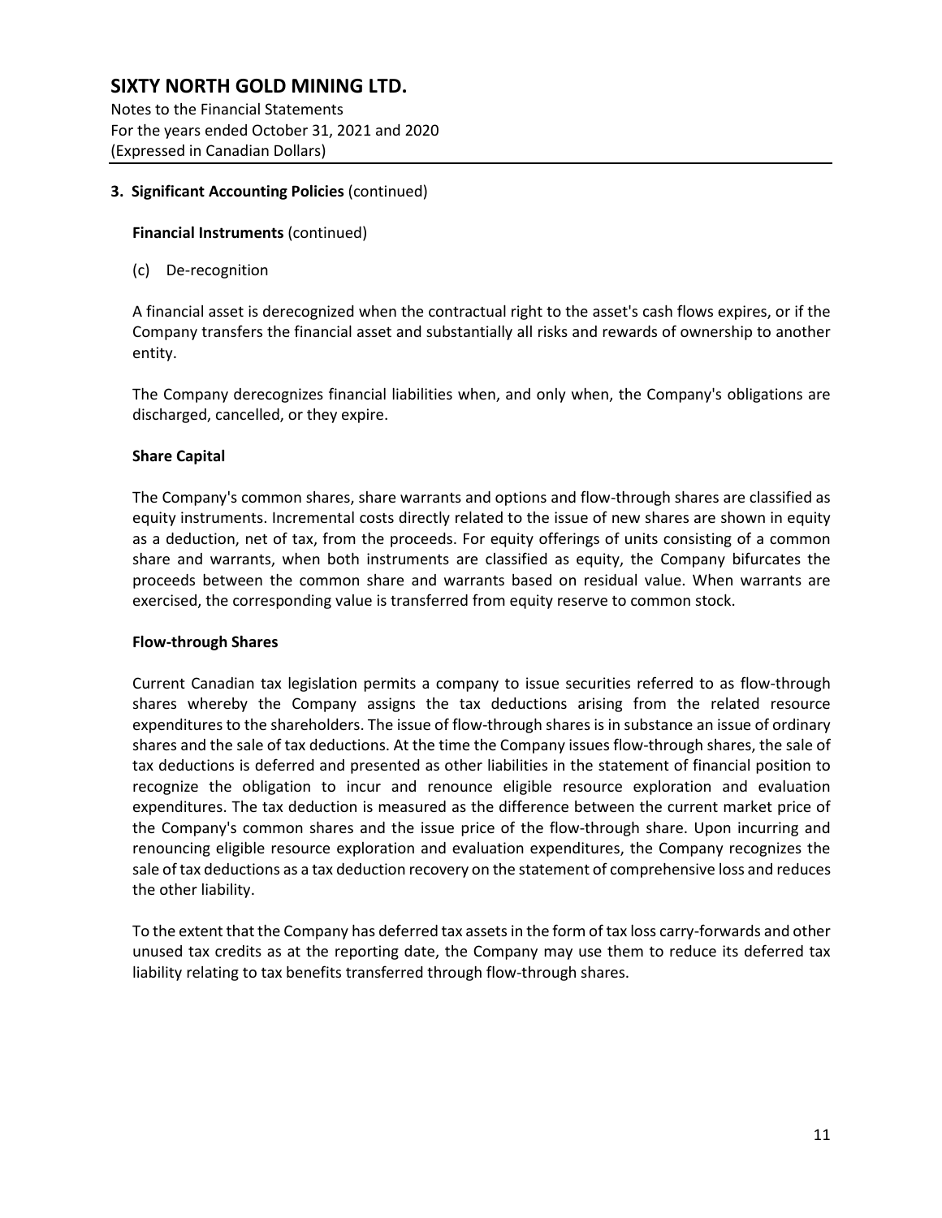**3. Significant Accounting Policies** (continued)

**Financial Instruments** (continued)

(c) De-recognition

A financial asset is derecognized when the contractual right to the asset's cash flows expires, or if the Company transfers the financial asset and substantially all risks and rewards of ownership to another entity.

The Company derecognizes financial liabilities when, and only when, the Company's obligations are discharged, cancelled, or they expire.

**Share Capital**

The Company's common shares, share warrants and options and flow-through shares are classified as equity instruments. Incremental costs directly related to the issue of new shares are shown in equity as a deduction, net of tax, from the proceeds. For equity offerings of units consisting of a common share and warrants, when both instruments are classified as equity, the Company bifurcates the proceeds between the common share and warrants based on residual value. When warrants are exercised, the corresponding value is transferred from equity reserve to common stock.

**Flow-through Shares**

Current Canadian tax legislation permits a company to issue securities referred to as flow-through shares whereby the Company assigns the tax deductions arising from the related resource expenditures to the shareholders. The issue of flow-through shares is in substance an issue of ordinary shares and the sale of tax deductions. At the time the Company issues flow-through shares, the sale of tax deductions is deferred and presented as other liabilities in the statement of financial position to recognize the obligation to incur and renounce eligible resource exploration and evaluation expenditures. The tax deduction is measured as the difference between the current market price of the Company's common shares and the issue price of the flow-through share. Upon incurring and renouncing eligible resource exploration and evaluation expenditures, the Company recognizes the sale of tax deductions as a tax deduction recovery on the statement of comprehensive loss and reduces the other liability.

To the extent that the Company has deferred tax assets in the form of tax loss carry-forwards and other unused tax credits as at the reporting date, the Company may use them to reduce its deferred tax liability relating to tax benefits transferred through flow-through shares.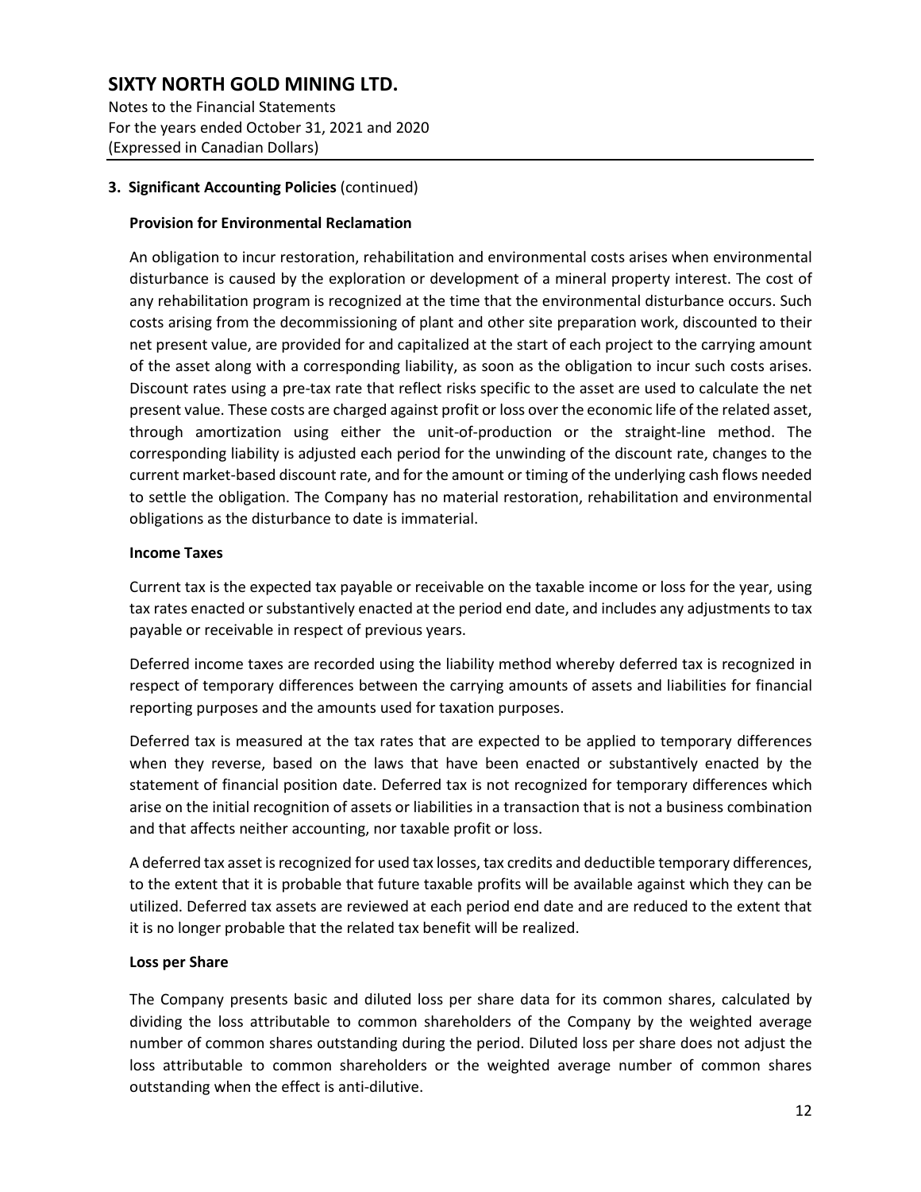### 3. Significant Accounting Policies (continued)

**Provision for Environmental Reclamation**

An obligation to incur restoration, rehabilitation and environmental costs arises when environmental disturbance is caused by the exploration or development of a mineral property interest. The cost of any rehabilitation program is recognized at the time that the environmental disturbance occurs. Such costs arising from the decommissioning of plant and other site preparation work, discounted to their net present value, are provided for and capitalized at the start of each project to the carrying amount of the asset along with a corresponding liability, as soon as the obligation to incur such costs arises. Discount rates using a pre-tax rate that reflect risks specific to the asset are used to calculate the net present value. These costs are charged against profit or loss over the economic life of the related asset, through amortization using either the unit-of-production or the straight-line method. The corresponding liability is adjusted each period for the unwinding of the discount rate, changes to the current market-based discount rate, and for the amount or timing of the underlying cash flows needed to settle the obligation. The Company has no material restoration, rehabilitation and environmental obligations as the disturbance to date is immaterial.

**Income Taxes**

Current tax is the expected tax payable or receivable on the taxable income or loss for the year, using tax rates enacted or substantively enacted at the period end date, and includes any adjustments to tax payable or receivable in respect of previous years.

Deferred income taxes are recorded using the liability method whereby deferred tax is recognized in respect of temporary differences between the carrying amounts of assets and liabilities for financial reporting purposes and the amounts used for taxation purposes.

Deferred tax is measured at the tax rates that are expected to be applied to temporary differences when they reverse, based on the laws that have been enacted or substantively enacted by the statement of financial position date. Deferred tax is not recognized for temporary differences which arise on the initial recognition of assets or liabilities in a transaction that is not a business combination and that affects neither accounting, nor taxable profit or loss.

A deferred tax asset is recognized for used tax losses, tax credits and deductible temporary differences, to the extent that it is probable that future taxable profits will be available against which they can be utilized. Deferred tax assets are reviewed at each period end date and are reduced to the extent that it is no longer probable that the related tax benefit will be realized.

**Loss per Share**

The Company presents basic and diluted loss per share data for its common shares, calculated by dividing the loss attributable to common shareholders of the Company by the weighted average number of common shares outstanding during the period. Diluted loss per share does not adjust the loss attributable to common shareholders or the weighted average number of common shares outstanding when the effect is anti-dilutive.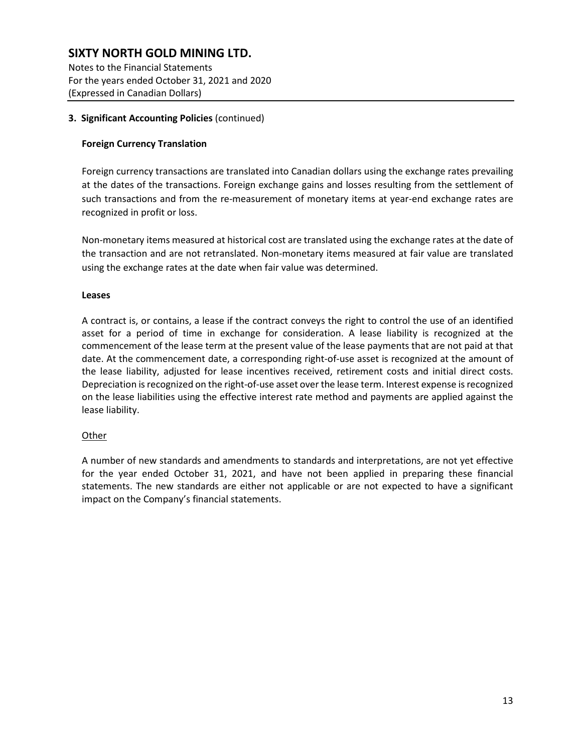**3. Significant Accounting Policies** (continued)

**Foreign Currency Translation**

Foreign currency transactions are translated into Canadian dollars using the exchange rates prevailing at the dates of the transactions. Foreign exchange gains and losses resulting from the settlement of such transactions and from the re-measurement of monetary items at year-end exchange rates are recognized in profit or loss.

Non-monetary items measured at historical cost are translated using the exchange rates at the date of the transaction and are not retranslated. Non-monetary items measured at fair value are translated using the exchange rates at the date when fair value was determined.

**Leases**

A contract is, or contains, a lease if the contract conveys the right to control the use of an identified asset for a period of time in exchange for consideration. A lease liability is recognized at the commencement of the lease term at the present value of the lease payments that are not paid at that date. At the commencement date, a corresponding right-of-use asset is recognized at the amount of the lease liability, adjusted for lease incentives received, retirement costs and initial direct costs. Depreciation is recognized on the right-of-use asset over the lease term. Interest expense is recognized on the lease liabilities using the effective interest rate method and payments are applied against the lease liability.

Other

A number of new standards and amendments to standards and interpretations, are not yet effective for the year ended October 31, 2021, and have not been applied in preparing these financial statements. The new standards are either not applicable or are not expected to have a significant impact on the Company's financial statements.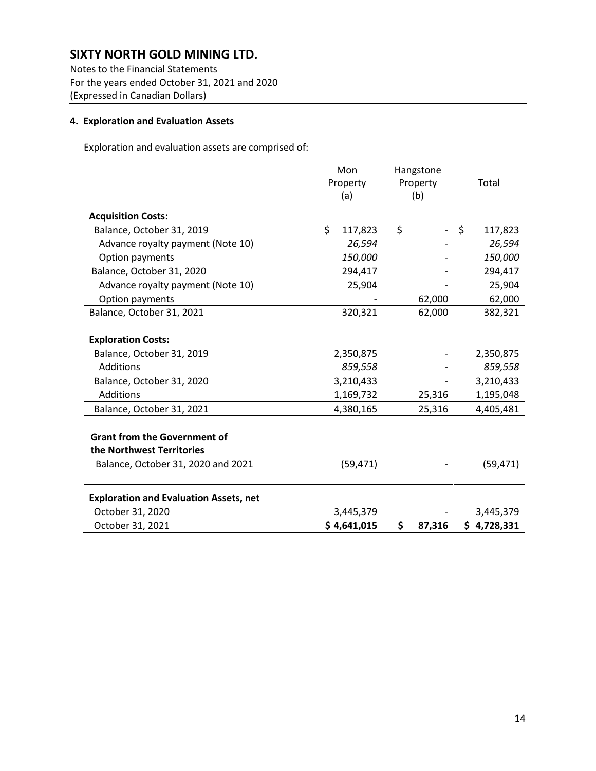# SIXTY NORTH GOLD MINING LTD.

Notes to the Financial Statements
For the years ended October 31, 2021 and 2020
(Expressed in Canadian Dollars)

## 4. Exploration and Evaluation Assets

Exploration and evaluation assets are comprised of:

| | Mon Property (a) | Hangstone Property (b) | Total |
|---|---|---|---|
| **Acquisition Costs:** | | | |
| Balance, October 31, 2019 | $ 117,823 | $ - | $ 117,823 |
| Advance royalty payment (Note 10) | *26,594* | - | *26,594* |
| Option payments | *150,000* | - | *150,000* |
| Balance, October 31, 2020 | 294,417 | - | 294,417 |
| Advance royalty payment (Note 10) | 25,904 | - | 25,904 |
| Option payments | - | 62,000 | 62,000 |
| Balance, October 31, 2021 | 320,321 | 62,000 | 382,321 |
| **Exploration Costs:** | | | |
| Balance, October 31, 2019 | 2,350,875 | - | 2,350,875 |
| Additions | *859,558* | - | *859,558* |
| Balance, October 31, 2020 | 3,210,433 | - | 3,210,433 |
| Additions | 1,169,732 | 25,316 | 1,195,048 |
| Balance, October 31, 2021 | 4,380,165 | 25,316 | 4,405,481 |
| **Grant from the Government of the Northwest Territories** | | | |
| Balance, October 31, 2020 and 2021 | (59,471) | - | (59,471) |
| **Exploration and Evaluation Assets, net** | | | |
| October 31, 2020 | 3,445,379 | - | 3,445,379 |
| October 31, 2021 | **$ 4,641,015** | **$ 87,316** | **$ 4,728,331** |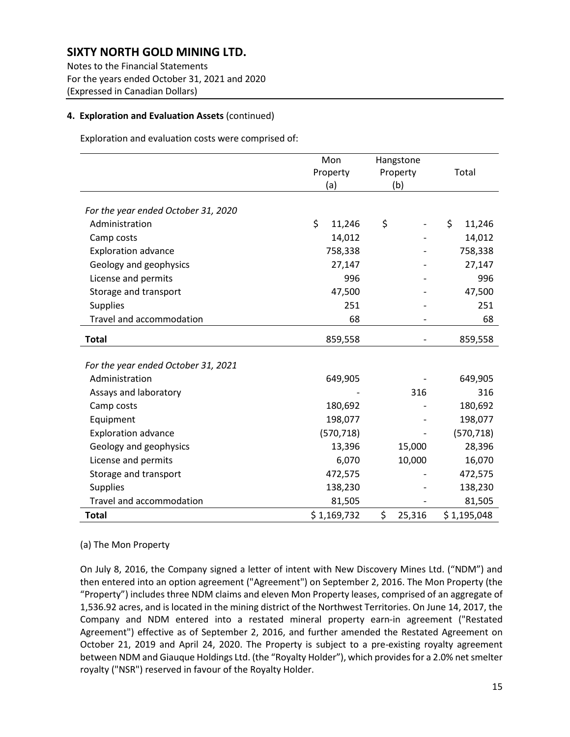## 4. Exploration and Evaluation Assets (continued)

Exploration and evaluation costs were comprised of:

| | Mon Property (a) | Hangstone Property (b) | Total |
|---|---|---|---|
| *For the year ended October 31, 2020* | | | |
| Administration | $ 11,246 | $ - | $ 11,246 |
| Camp costs | 14,012 | - | 14,012 |
| Exploration advance | 758,338 | - | 758,338 |
| Geology and geophysics | 27,147 | - | 27,147 |
| License and permits | 996 | - | 996 |
| Storage and transport | 47,500 | - | 47,500 |
| Supplies | 251 | - | 251 |
| Travel and accommodation | 68 | - | 68 |
| **Total** | 859,558 | - | 859,558 |
| *For the year ended October 31, 2021* | | | |
| Administration | 649,905 | - | 649,905 |
| Assays and laboratory | - | 316 | 316 |
| Camp costs | 180,692 | - | 180,692 |
| Equipment | 198,077 | - | 198,077 |
| Exploration advance | (570,718) | - | (570,718) |
| Geology and geophysics | 13,396 | 15,000 | 28,396 |
| License and permits | 6,070 | 10,000 | 16,070 |
| Storage and transport | 472,575 | - | 472,575 |
| Supplies | 138,230 | - | 138,230 |
| Travel and accommodation | 81,505 | - | 81,505 |
| **Total** | $ 1,169,732 | $ 25,316 | $ 1,195,048 |

(a) The Mon Property

On July 8, 2016, the Company signed a letter of intent with New Discovery Mines Ltd. ("NDM") and then entered into an option agreement ("Agreement") on September 2, 2016. The Mon Property (the "Property") includes three NDM claims and eleven Mon Property leases, comprised of an aggregate of 1,536.92 acres, and is located in the mining district of the Northwest Territories. On June 14, 2017, the Company and NDM entered into a restated mineral property earn-in agreement ("Restated Agreement") effective as of September 2, 2016, and further amended the Restated Agreement on October 21, 2019 and April 24, 2020. The Property is subject to a pre-existing royalty agreement between NDM and Giauque Holdings Ltd. (the "Royalty Holder"), which provides for a 2.0% net smelter royalty ("NSR") reserved in favour of the Royalty Holder.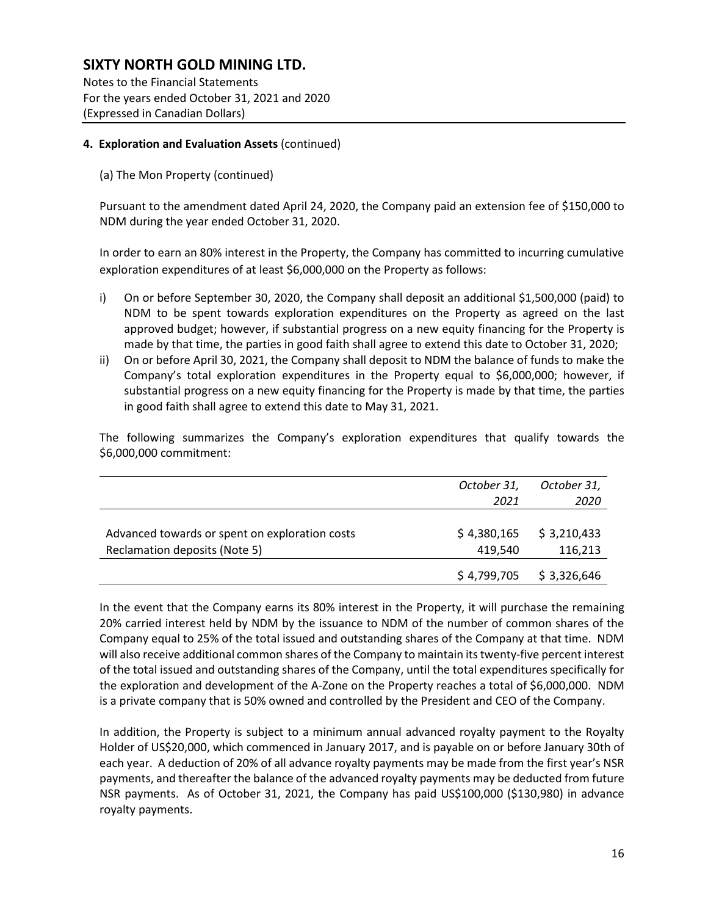**4. Exploration and Evaluation Assets** (continued)

(a) The Mon Property (continued)

Pursuant to the amendment dated April 24, 2020, the Company paid an extension fee of $150,000 to NDM during the year ended October 31, 2020.

In order to earn an 80% interest in the Property, the Company has committed to incurring cumulative exploration expenditures of at least $6,000,000 on the Property as follows:

i) On or before September 30, 2020, the Company shall deposit an additional $1,500,000 (paid) to NDM to be spent towards exploration expenditures on the Property as agreed on the last approved budget; however, if substantial progress on a new equity financing for the Property is made by that time, the parties in good faith shall agree to extend this date to October 31, 2020;

ii) On or before April 30, 2021, the Company shall deposit to NDM the balance of funds to make the Company's total exploration expenditures in the Property equal to $6,000,000; however, if substantial progress on a new equity financing for the Property is made by that time, the parties in good faith shall agree to extend this date to May 31, 2021.

The following summarizes the Company's exploration expenditures that qualify towards the $6,000,000 commitment:

| | *October 31, 2021* | *October 31, 2020* |
|---|---|---|
| Advanced towards or spent on exploration costs | $ 4,380,165 | $ 3,210,433 |
| Reclamation deposits (Note 5) | 419,540 | 116,213 |
| | $ 4,799,705 | $ 3,326,646 |

In the event that the Company earns its 80% interest in the Property, it will purchase the remaining 20% carried interest held by NDM by the issuance to NDM of the number of common shares of the Company equal to 25% of the total issued and outstanding shares of the Company at that time. NDM will also receive additional common shares of the Company to maintain its twenty-five percent interest of the total issued and outstanding shares of the Company, until the total expenditures specifically for the exploration and development of the A-Zone on the Property reaches a total of $6,000,000. NDM is a private company that is 50% owned and controlled by the President and CEO of the Company.

In addition, the Property is subject to a minimum annual advanced royalty payment to the Royalty Holder of US$20,000, which commenced in January 2017, and is payable on or before January 30th of each year. A deduction of 20% of all advance royalty payments may be made from the first year's NSR payments, and thereafter the balance of the advanced royalty payments may be deducted from future NSR payments. As of October 31, 2021, the Company has paid US$100,000 ($130,980) in advance royalty payments.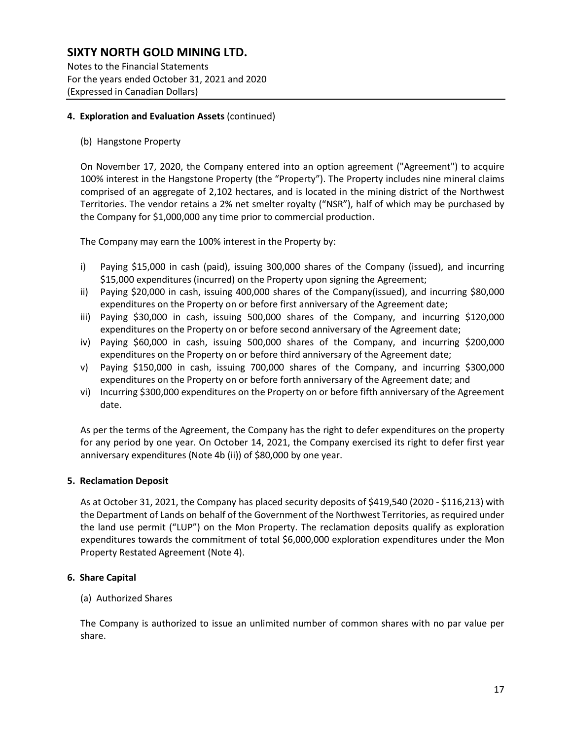## 4. Exploration and Evaluation Assets (continued)

### (b) Hangstone Property

On November 17, 2020, the Company entered into an option agreement ("Agreement") to acquire 100% interest in the Hangstone Property (the "Property"). The Property includes nine mineral claims comprised of an aggregate of 2,102 hectares, and is located in the mining district of the Northwest Territories. The vendor retains a 2% net smelter royalty ("NSR"), half of which may be purchased by the Company for $1,000,000 any time prior to commercial production.

The Company may earn the 100% interest in the Property by:

i) Paying $15,000 in cash (paid), issuing 300,000 shares of the Company (issued), and incurring $15,000 expenditures (incurred) on the Property upon signing the Agreement;
ii) Paying $20,000 in cash, issuing 400,000 shares of the Company(issued), and incurring $80,000 expenditures on the Property on or before first anniversary of the Agreement date;
iii) Paying $30,000 in cash, issuing 500,000 shares of the Company, and incurring $120,000 expenditures on the Property on or before second anniversary of the Agreement date;
iv) Paying $60,000 in cash, issuing 500,000 shares of the Company, and incurring $200,000 expenditures on the Property on or before third anniversary of the Agreement date;
v) Paying $150,000 in cash, issuing 700,000 shares of the Company, and incurring $300,000 expenditures on the Property on or before forth anniversary of the Agreement date; and
vi) Incurring $300,000 expenditures on the Property on or before fifth anniversary of the Agreement date.

As per the terms of the Agreement, the Company has the right to defer expenditures on the property for any period by one year. On October 14, 2021, the Company exercised its right to defer first year anniversary expenditures (Note 4b (ii)) of $80,000 by one year.

## 5. Reclamation Deposit

As at October 31, 2021, the Company has placed security deposits of $419,540 (2020 - $116,213) with the Department of Lands on behalf of the Government of the Northwest Territories, as required under the land use permit ("LUP") on the Mon Property. The reclamation deposits qualify as exploration expenditures towards the commitment of total $6,000,000 exploration expenditures under the Mon Property Restated Agreement (Note 4).

## 6. Share Capital

### (a) Authorized Shares

The Company is authorized to issue an unlimited number of common shares with no par value per share.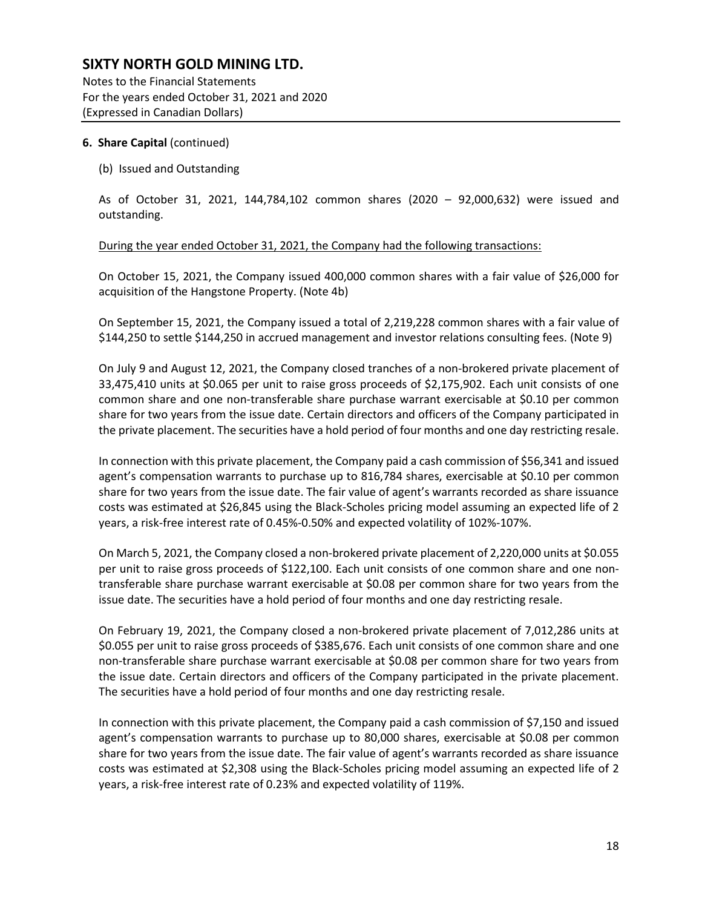**6. Share Capital** (continued)

(b) Issued and Outstanding

As of October 31, 2021, 144,784,102 common shares (2020 – 92,000,632) were issued and outstanding.

<u>During the year ended October 31, 2021, the Company had the following transactions:</u>

On October 15, 2021, the Company issued 400,000 common shares with a fair value of $26,000 for acquisition of the Hangstone Property. (Note 4b)

On September 15, 2021, the Company issued a total of 2,219,228 common shares with a fair value of $144,250 to settle $144,250 in accrued management and investor relations consulting fees. (Note 9)

On July 9 and August 12, 2021, the Company closed tranches of a non-brokered private placement of 33,475,410 units at $0.065 per unit to raise gross proceeds of $2,175,902. Each unit consists of one common share and one non-transferable share purchase warrant exercisable at $0.10 per common share for two years from the issue date. Certain directors and officers of the Company participated in the private placement. The securities have a hold period of four months and one day restricting resale.

In connection with this private placement, the Company paid a cash commission of $56,341 and issued agent's compensation warrants to purchase up to 816,784 shares, exercisable at $0.10 per common share for two years from the issue date. The fair value of agent's warrants recorded as share issuance costs was estimated at $26,845 using the Black-Scholes pricing model assuming an expected life of 2 years, a risk-free interest rate of 0.45%-0.50% and expected volatility of 102%-107%.

On March 5, 2021, the Company closed a non-brokered private placement of 2,220,000 units at $0.055 per unit to raise gross proceeds of $122,100. Each unit consists of one common share and one non-transferable share purchase warrant exercisable at $0.08 per common share for two years from the issue date. The securities have a hold period of four months and one day restricting resale.

On February 19, 2021, the Company closed a non-brokered private placement of 7,012,286 units at $0.055 per unit to raise gross proceeds of $385,676. Each unit consists of one common share and one non-transferable share purchase warrant exercisable at $0.08 per common share for two years from the issue date. Certain directors and officers of the Company participated in the private placement. The securities have a hold period of four months and one day restricting resale.

In connection with this private placement, the Company paid a cash commission of $7,150 and issued agent's compensation warrants to purchase up to 80,000 shares, exercisable at $0.08 per common share for two years from the issue date. The fair value of agent's warrants recorded as share issuance costs was estimated at $2,308 using the Black-Scholes pricing model assuming an expected life of 2 years, a risk-free interest rate of 0.23% and expected volatility of 119%.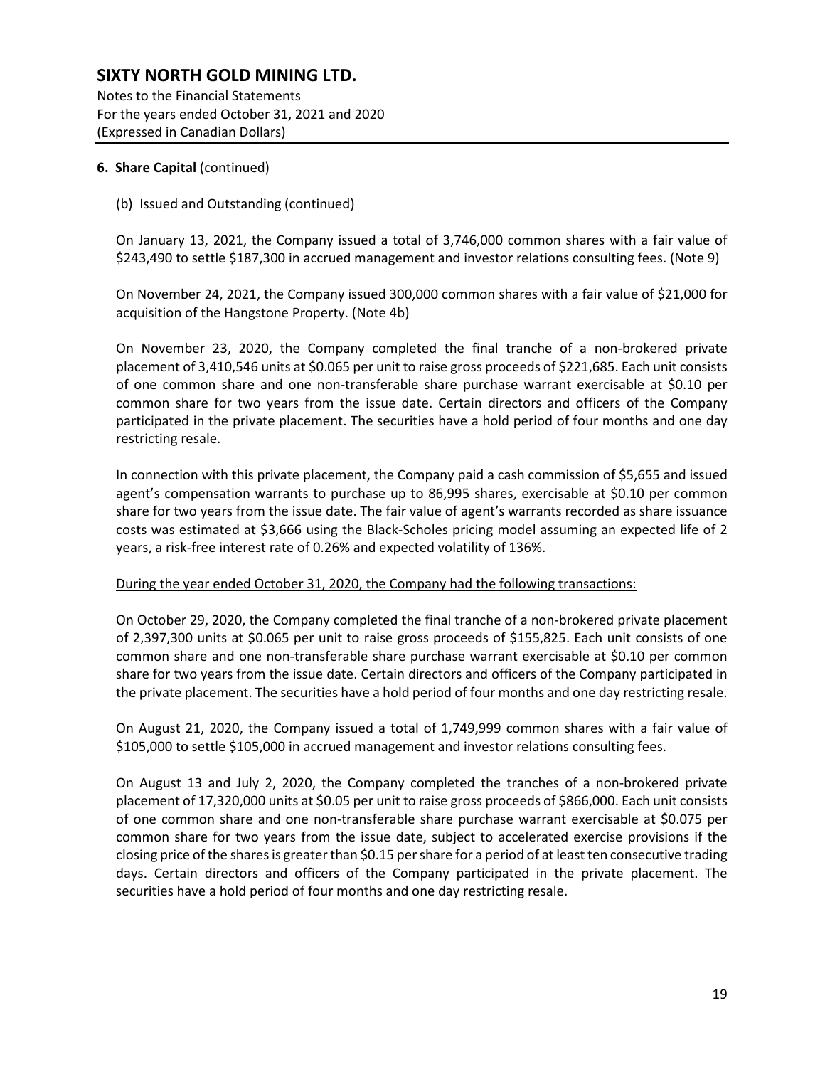**6. Share Capital** (continued)

(b) Issued and Outstanding (continued)

On January 13, 2021, the Company issued a total of 3,746,000 common shares with a fair value of $243,490 to settle $187,300 in accrued management and investor relations consulting fees. (Note 9)

On November 24, 2021, the Company issued 300,000 common shares with a fair value of $21,000 for acquisition of the Hangstone Property. (Note 4b)

On November 23, 2020, the Company completed the final tranche of a non-brokered private placement of 3,410,546 units at $0.065 per unit to raise gross proceeds of $221,685. Each unit consists of one common share and one non-transferable share purchase warrant exercisable at $0.10 per common share for two years from the issue date. Certain directors and officers of the Company participated in the private placement. The securities have a hold period of four months and one day restricting resale.

In connection with this private placement, the Company paid a cash commission of $5,655 and issued agent's compensation warrants to purchase up to 86,995 shares, exercisable at $0.10 per common share for two years from the issue date. The fair value of agent's warrants recorded as share issuance costs was estimated at $3,666 using the Black-Scholes pricing model assuming an expected life of 2 years, a risk-free interest rate of 0.26% and expected volatility of 136%.

<u>During the year ended October 31, 2020, the Company had the following transactions:</u>

On October 29, 2020, the Company completed the final tranche of a non-brokered private placement of 2,397,300 units at $0.065 per unit to raise gross proceeds of $155,825. Each unit consists of one common share and one non-transferable share purchase warrant exercisable at $0.10 per common share for two years from the issue date. Certain directors and officers of the Company participated in the private placement. The securities have a hold period of four months and one day restricting resale.

On August 21, 2020, the Company issued a total of 1,749,999 common shares with a fair value of $105,000 to settle $105,000 in accrued management and investor relations consulting fees.

On August 13 and July 2, 2020, the Company completed the tranches of a non-brokered private placement of 17,320,000 units at $0.05 per unit to raise gross proceeds of $866,000. Each unit consists of one common share and one non-transferable share purchase warrant exercisable at $0.075 per common share for two years from the issue date, subject to accelerated exercise provisions if the closing price of the shares is greater than $0.15 per share for a period of at least ten consecutive trading days. Certain directors and officers of the Company participated in the private placement. The securities have a hold period of four months and one day restricting resale.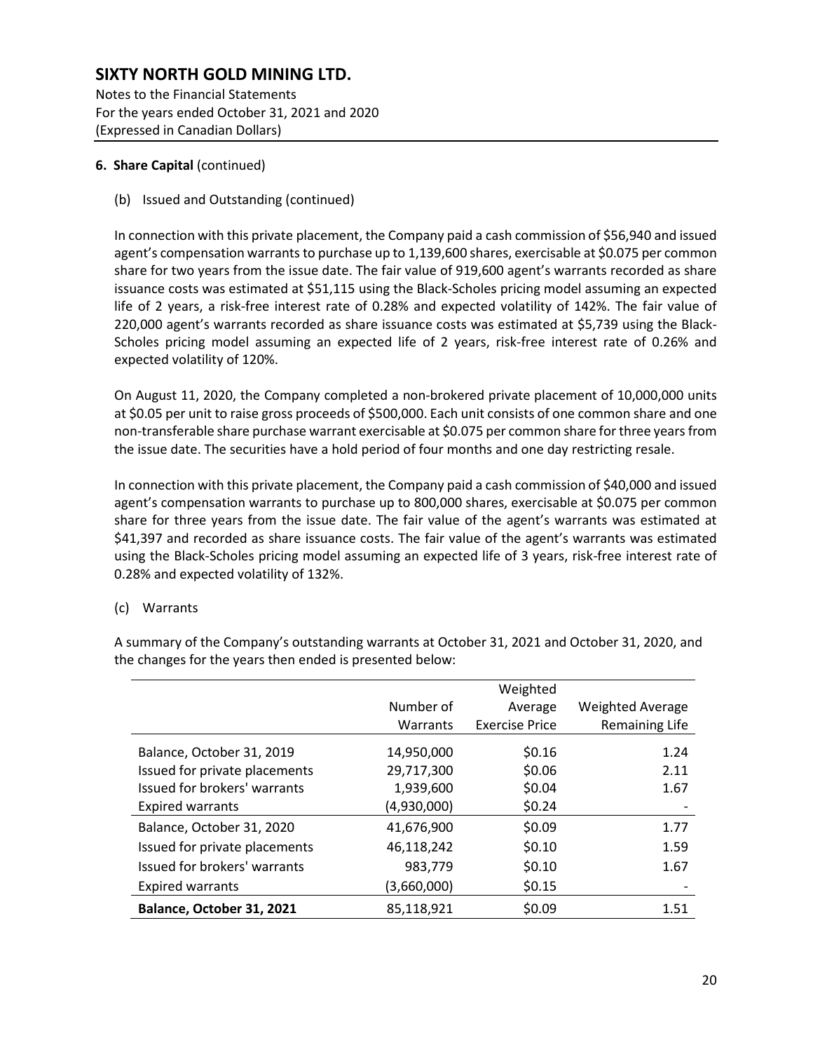**6. Share Capital** (continued)

(b) Issued and Outstanding (continued)

In connection with this private placement, the Company paid a cash commission of $56,940 and issued agent's compensation warrants to purchase up to 1,139,600 shares, exercisable at $0.075 per common share for two years from the issue date. The fair value of 919,600 agent's warrants recorded as share issuance costs was estimated at $51,115 using the Black-Scholes pricing model assuming an expected life of 2 years, a risk-free interest rate of 0.28% and expected volatility of 142%. The fair value of 220,000 agent's warrants recorded as share issuance costs was estimated at $5,739 using the Black-Scholes pricing model assuming an expected life of 2 years, risk-free interest rate of 0.26% and expected volatility of 120%.

On August 11, 2020, the Company completed a non-brokered private placement of 10,000,000 units at $0.05 per unit to raise gross proceeds of $500,000. Each unit consists of one common share and one non-transferable share purchase warrant exercisable at $0.075 per common share for three years from the issue date. The securities have a hold period of four months and one day restricting resale.

In connection with this private placement, the Company paid a cash commission of $40,000 and issued agent's compensation warrants to purchase up to 800,000 shares, exercisable at $0.075 per common share for three years from the issue date. The fair value of the agent's warrants was estimated at $41,397 and recorded as share issuance costs. The fair value of the agent's warrants was estimated using the Black-Scholes pricing model assuming an expected life of 3 years, risk-free interest rate of 0.28% and expected volatility of 132%.

(c) Warrants

A summary of the Company's outstanding warrants at October 31, 2021 and October 31, 2020, and the changes for the years then ended is presented below:

| | Number of Warrants | Weighted Average Exercise Price | Weighted Average Remaining Life |
|---|---|---|---|
| Balance, October 31, 2019 | 14,950,000 | $0.16 | 1.24 |
| Issued for private placements | 29,717,300 | $0.06 | 2.11 |
| Issued for brokers' warrants | 1,939,600 | $0.04 | 1.67 |
| Expired warrants | (4,930,000) | $0.24 | - |
| Balance, October 31, 2020 | 41,676,900 | $0.09 | 1.77 |
| Issued for private placements | 46,118,242 | $0.10 | 1.59 |
| Issued for brokers' warrants | 983,779 | $0.10 | 1.67 |
| Expired warrants | (3,660,000) | $0.15 | - |
| **Balance, October 31, 2021** | 85,118,921 | $0.09 | 1.51 |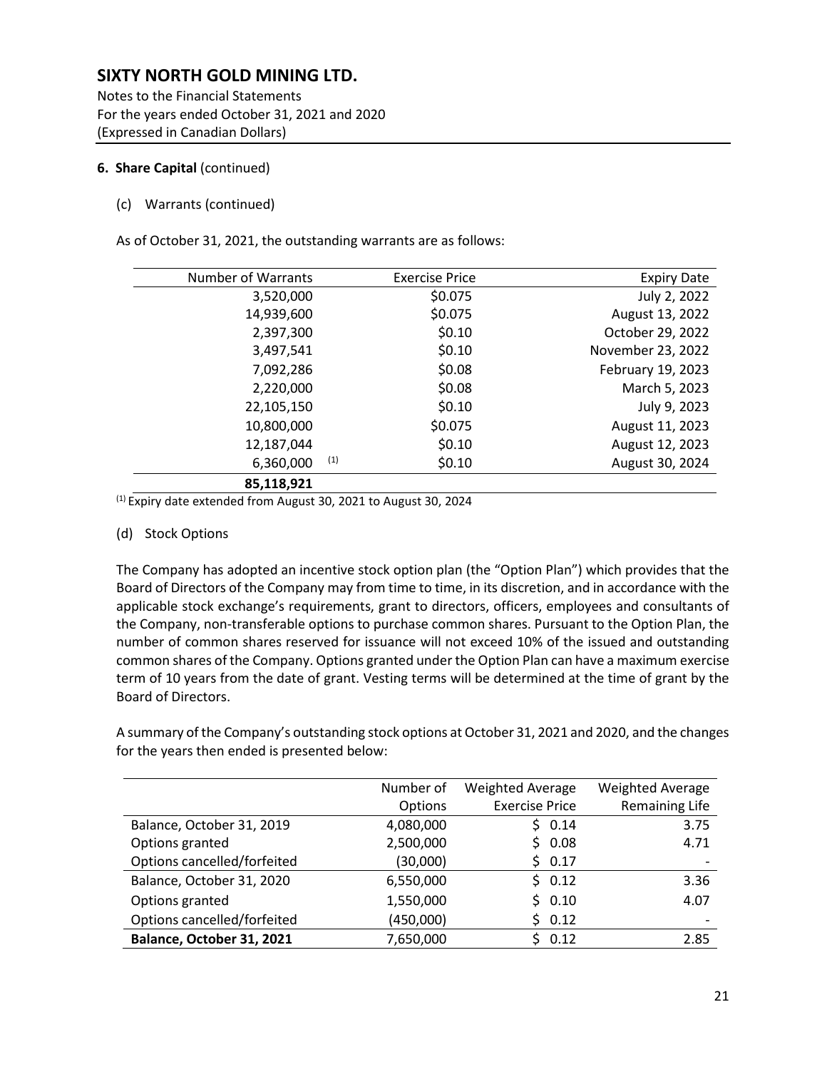**6. Share Capital** (continued)

(c) Warrants (continued)

As of October 31, 2021, the outstanding warrants are as follows:

| Number of Warrants | Exercise Price | Expiry Date |
|---|---|---|
| 3,520,000 | $0.075 | July 2, 2022 |
| 14,939,600 | $0.075 | August 13, 2022 |
| 2,397,300 | $0.10 | October 29, 2022 |
| 3,497,541 | $0.10 | November 23, 2022 |
| 7,092,286 | $0.08 | February 19, 2023 |
| 2,220,000 | $0.08 | March 5, 2023 |
| 22,105,150 | $0.10 | July 9, 2023 |
| 10,800,000 | $0.075 | August 11, 2023 |
| 12,187,044 | $0.10 | August 12, 2023 |
| 6,360,000 (1) | $0.10 | August 30, 2024 |
| **85,118,921** | | |

(1) Expiry date extended from August 30, 2021 to August 30, 2024

(d) Stock Options

The Company has adopted an incentive stock option plan (the "Option Plan") which provides that the Board of Directors of the Company may from time to time, in its discretion, and in accordance with the applicable stock exchange's requirements, grant to directors, officers, employees and consultants of the Company, non-transferable options to purchase common shares. Pursuant to the Option Plan, the number of common shares reserved for issuance will not exceed 10% of the issued and outstanding common shares of the Company. Options granted under the Option Plan can have a maximum exercise term of 10 years from the date of grant. Vesting terms will be determined at the time of grant by the Board of Directors.

A summary of the Company's outstanding stock options at October 31, 2021 and 2020, and the changes for the years then ended is presented below:

| | Number of Options | Weighted Average Exercise Price | Weighted Average Remaining Life |
|---|---|---|---|
| Balance, October 31, 2019 | 4,080,000 | $ 0.14 | 3.75 |
| Options granted | 2,500,000 | $ 0.08 | 4.71 |
| Options cancelled/forfeited | (30,000) | $ 0.17 | - |
| Balance, October 31, 2020 | 6,550,000 | $ 0.12 | 3.36 |
| Options granted | 1,550,000 | $ 0.10 | 4.07 |
| Options cancelled/forfeited | (450,000) | $ 0.12 | - |
| **Balance, October 31, 2021** | 7,650,000 | $ 0.12 | 2.85 |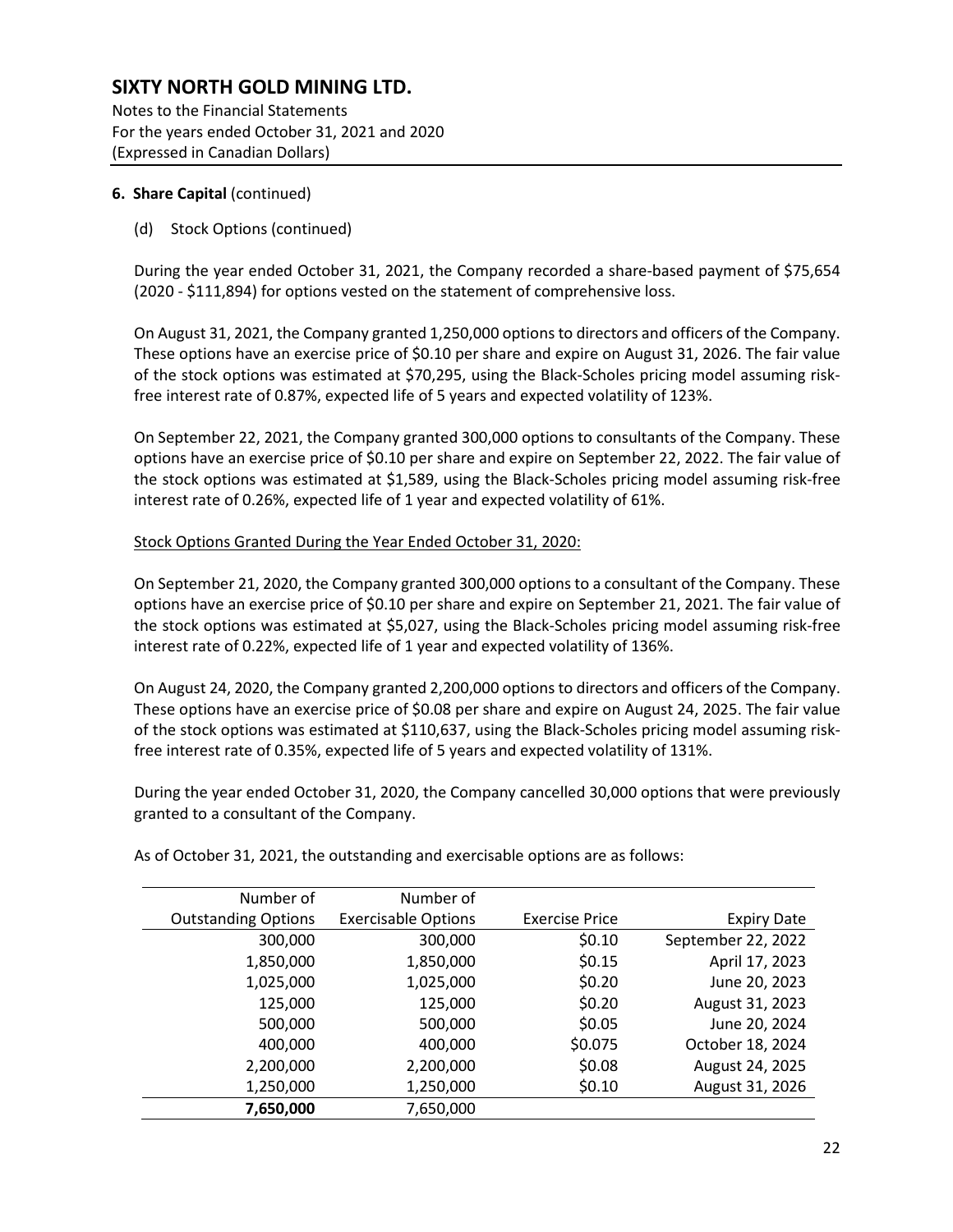## SIXTY NORTH GOLD MINING LTD.

Notes to the Financial Statements
For the years ended October 31, 2021 and 2020
(Expressed in Canadian Dollars)

**6. Share Capital** (continued)

(d) Stock Options (continued)

During the year ended October 31, 2021, the Company recorded a share-based payment of $75,654 (2020 - $111,894) for options vested on the statement of comprehensive loss.

On August 31, 2021, the Company granted 1,250,000 options to directors and officers of the Company. These options have an exercise price of $0.10 per share and expire on August 31, 2026. The fair value of the stock options was estimated at $70,295, using the Black-Scholes pricing model assuming risk-free interest rate of 0.87%, expected life of 5 years and expected volatility of 123%.

On September 22, 2021, the Company granted 300,000 options to consultants of the Company. These options have an exercise price of $0.10 per share and expire on September 22, 2022. The fair value of the stock options was estimated at $1,589, using the Black-Scholes pricing model assuming risk-free interest rate of 0.26%, expected life of 1 year and expected volatility of 61%.

Stock Options Granted During the Year Ended October 31, 2020:

On September 21, 2020, the Company granted 300,000 options to a consultant of the Company. These options have an exercise price of $0.10 per share and expire on September 21, 2021. The fair value of the stock options was estimated at $5,027, using the Black-Scholes pricing model assuming risk-free interest rate of 0.22%, expected life of 1 year and expected volatility of 136%.

On August 24, 2020, the Company granted 2,200,000 options to directors and officers of the Company. These options have an exercise price of $0.08 per share and expire on August 24, 2025. The fair value of the stock options was estimated at $110,637, using the Black-Scholes pricing model assuming risk-free interest rate of 0.35%, expected life of 5 years and expected volatility of 131%.

During the year ended October 31, 2020, the Company cancelled 30,000 options that were previously granted to a consultant of the Company.

As of October 31, 2021, the outstanding and exercisable options are as follows:

| Number of Outstanding Options | Number of Exercisable Options | Exercise Price | Expiry Date |
|---|---|---|---|
| 300,000 | 300,000 | $0.10 | September 22, 2022 |
| 1,850,000 | 1,850,000 | $0.15 | April 17, 2023 |
| 1,025,000 | 1,025,000 | $0.20 | June 20, 2023 |
| 125,000 | 125,000 | $0.20 | August 31, 2023 |
| 500,000 | 500,000 | $0.05 | June 20, 2024 |
| 400,000 | 400,000 | $0.075 | October 18, 2024 |
| 2,200,000 | 2,200,000 | $0.08 | August 24, 2025 |
| 1,250,000 | 1,250,000 | $0.10 | August 31, 2026 |
| **7,650,000** | 7,650,000 | | |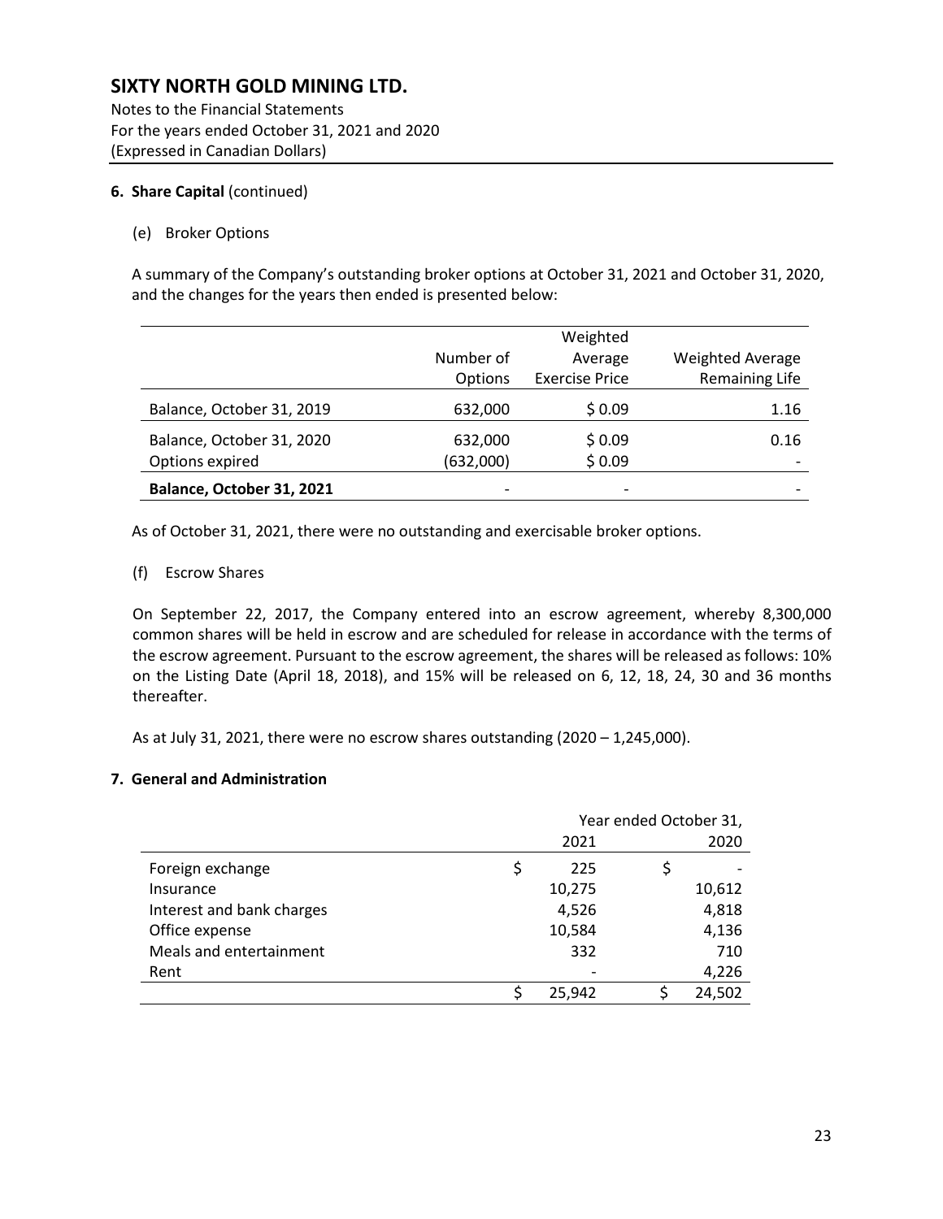**6. Share Capital** (continued)

(e) Broker Options

A summary of the Company's outstanding broker options at October 31, 2021 and October 31, 2020, and the changes for the years then ended is presented below:

| | Number of Options | Weighted Average Exercise Price | Weighted Average Remaining Life |
|---|---|---|---|
| Balance, October 31, 2019 | 632,000 | $ 0.09 | 1.16 |
| Balance, October 31, 2020 | 632,000 | $ 0.09 | 0.16 |
| Options expired | (632,000) | $ 0.09 | - |
| **Balance, October 31, 2021** | - | - | - |

As of October 31, 2021, there were no outstanding and exercisable broker options.

(f) Escrow Shares

On September 22, 2017, the Company entered into an escrow agreement, whereby 8,300,000 common shares will be held in escrow and are scheduled for release in accordance with the terms of the escrow agreement. Pursuant to the escrow agreement, the shares will be released as follows: 10% on the Listing Date (April 18, 2018), and 15% will be released on 6, 12, 18, 24, 30 and 36 months thereafter.

As at July 31, 2021, there were no escrow shares outstanding (2020 – 1,245,000).

**7. General and Administration**

| | Year ended October 31, 2021 | Year ended October 31, 2020 |
|---|---|---|
| Foreign exchange | $ 225 | $ - |
| Insurance | 10,275 | 10,612 |
| Interest and bank charges | 4,526 | 4,818 |
| Office expense | 10,584 | 4,136 |
| Meals and entertainment | 332 | 710 |
| Rent | - | 4,226 |
| | $ 25,942 | $ 24,502 |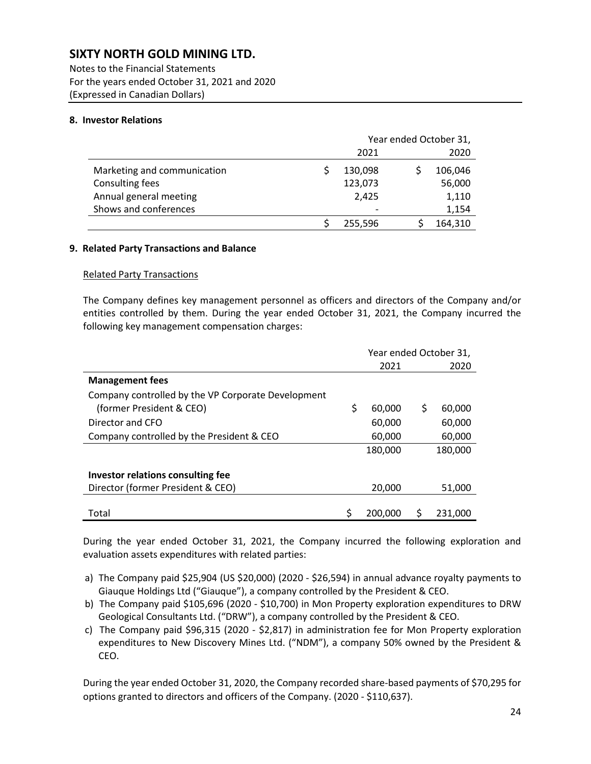# SIXTY NORTH GOLD MINING LTD.

Notes to the Financial Statements
For the years ended October 31, 2021 and 2020
(Expressed in Canadian Dollars)

## 8. Investor Relations

| | Year ended October 31, 2021 | 2020 |
|---|---|---|
| Marketing and communication | $ 130,098 | $ 106,046 |
| Consulting fees | 123,073 | 56,000 |
| Annual general meeting | 2,425 | 1,110 |
| Shows and conferences | - | 1,154 |
| | $ 255,596 | $ 164,310 |

## 9. Related Party Transactions and Balance

Related Party Transactions

The Company defines key management personnel as officers and directors of the Company and/or entities controlled by them. During the year ended October 31, 2021, the Company incurred the following key management compensation charges:

| | Year ended October 31, 2021 | 2020 |
|---|---|---|
| **Management fees** | | |
| Company controlled by the VP Corporate Development (former President & CEO) | $ 60,000 | $ 60,000 |
| Director and CFO | 60,000 | 60,000 |
| Company controlled by the President & CEO | 60,000 | 60,000 |
| | 180,000 | 180,000 |
| **Investor relations consulting fee** | | |
| Director (former President & CEO) | 20,000 | 51,000 |
| Total | $ 200,000 | $ 231,000 |

During the year ended October 31, 2021, the Company incurred the following exploration and evaluation assets expenditures with related parties:

a) The Company paid $25,904 (US $20,000) (2020 - $26,594) in annual advance royalty payments to Giauque Holdings Ltd ("Giauque"), a company controlled by the President & CEO.
b) The Company paid $105,696 (2020 - $10,700) in Mon Property exploration expenditures to DRW Geological Consultants Ltd. ("DRW"), a company controlled by the President & CEO.
c) The Company paid $96,315 (2020 - $2,817) in administration fee for Mon Property exploration expenditures to New Discovery Mines Ltd. ("NDM"), a company 50% owned by the President & CEO.

During the year ended October 31, 2020, the Company recorded share-based payments of $70,295 for options granted to directors and officers of the Company. (2020 - $110,637).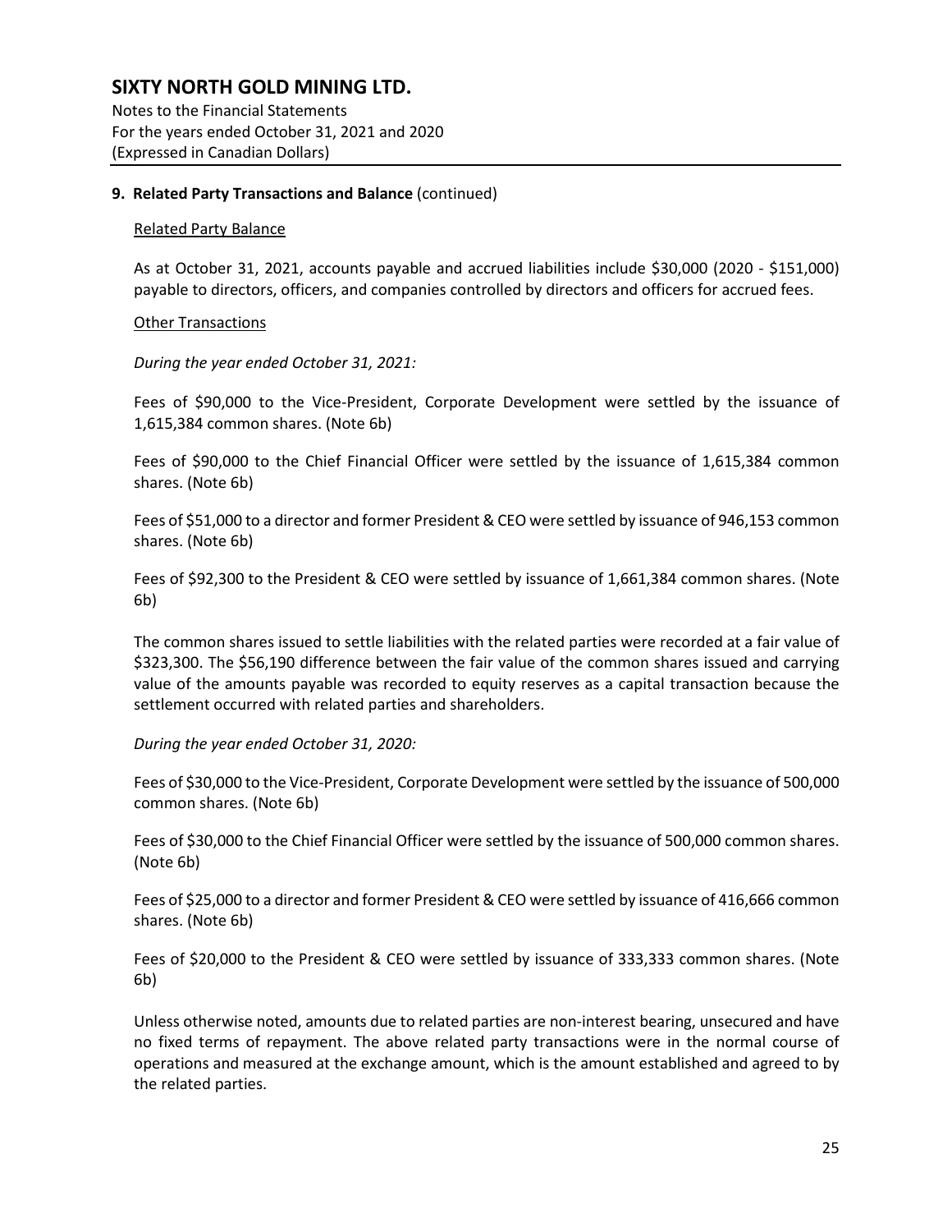## 9. Related Party Transactions and Balance (continued)

### Related Party Balance

As at October 31, 2021, accounts payable and accrued liabilities include $30,000 (2020 - $151,000) payable to directors, officers, and companies controlled by directors and officers for accrued fees.

### Other Transactions

*During the year ended October 31, 2021:*

Fees of $90,000 to the Vice-President, Corporate Development were settled by the issuance of 1,615,384 common shares. (Note 6b)

Fees of $90,000 to the Chief Financial Officer were settled by the issuance of 1,615,384 common shares. (Note 6b)

Fees of $51,000 to a director and former President & CEO were settled by issuance of 946,153 common shares. (Note 6b)

Fees of $92,300 to the President & CEO were settled by issuance of 1,661,384 common shares. (Note 6b)

The common shares issued to settle liabilities with the related parties were recorded at a fair value of $323,300. The $56,190 difference between the fair value of the common shares issued and carrying value of the amounts payable was recorded to equity reserves as a capital transaction because the settlement occurred with related parties and shareholders.

*During the year ended October 31, 2020:*

Fees of $30,000 to the Vice-President, Corporate Development were settled by the issuance of 500,000 common shares. (Note 6b)

Fees of $30,000 to the Chief Financial Officer were settled by the issuance of 500,000 common shares. (Note 6b)

Fees of $25,000 to a director and former President & CEO were settled by issuance of 416,666 common shares. (Note 6b)

Fees of $20,000 to the President & CEO were settled by issuance of 333,333 common shares. (Note 6b)

Unless otherwise noted, amounts due to related parties are non-interest bearing, unsecured and have no fixed terms of repayment. The above related party transactions were in the normal course of operations and measured at the exchange amount, which is the amount established and agreed to by the related parties.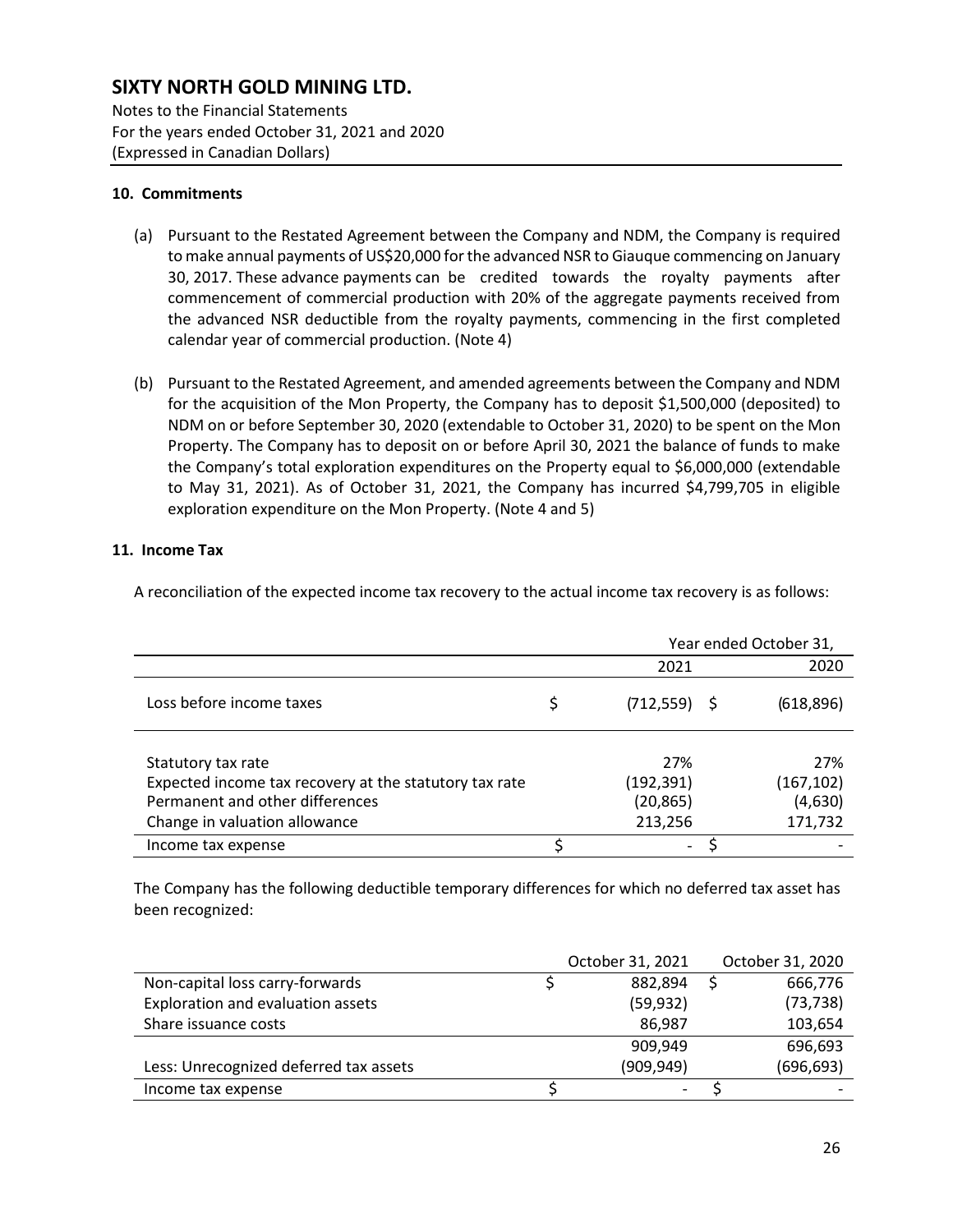# SIXTY NORTH GOLD MINING LTD.

Notes to the Financial Statements
For the years ended October 31, 2021 and 2020
(Expressed in Canadian Dollars)

### 10. Commitments

(a) Pursuant to the Restated Agreement between the Company and NDM, the Company is required to make annual payments of US$20,000 for the advanced NSR to Giauque commencing on January 30, 2017. These advance payments can be credited towards the royalty payments after commencement of commercial production with 20% of the aggregate payments received from the advanced NSR deductible from the royalty payments, commencing in the first completed calendar year of commercial production. (Note 4)

(b) Pursuant to the Restated Agreement, and amended agreements between the Company and NDM for the acquisition of the Mon Property, the Company has to deposit $1,500,000 (deposited) to NDM on or before September 30, 2020 (extendable to October 31, 2020) to be spent on the Mon Property. The Company has to deposit on or before April 30, 2021 the balance of funds to make the Company's total exploration expenditures on the Property equal to $6,000,000 (extendable to May 31, 2021). As of October 31, 2021, the Company has incurred $4,799,705 in eligible exploration expenditure on the Mon Property. (Note 4 and 5)

### 11. Income Tax

A reconciliation of the expected income tax recovery to the actual income tax recovery is as follows:

| | Year ended October 31, | |
|---|---|---|
| | 2021 | 2020 |
| Loss before income taxes | $ (712,559) | $ (618,896) |
| Statutory tax rate | 27% | 27% |
| Expected income tax recovery at the statutory tax rate | (192,391) | (167,102) |
| Permanent and other differences | (20,865) | (4,630) |
| Change in valuation allowance | 213,256 | 171,732 |
| Income tax expense | $ - | $ - |

The Company has the following deductible temporary differences for which no deferred tax asset has been recognized:

| | October 31, 2021 | October 31, 2020 |
|---|---|---|
| Non-capital loss carry-forwards | $ 882,894 | $ 666,776 |
| Exploration and evaluation assets | (59,932) | (73,738) |
| Share issuance costs | 86,987 | 103,654 |
| | 909,949 | 696,693 |
| Less: Unrecognized deferred tax assets | (909,949) | (696,693) |
| Income tax expense | $ - | $ - |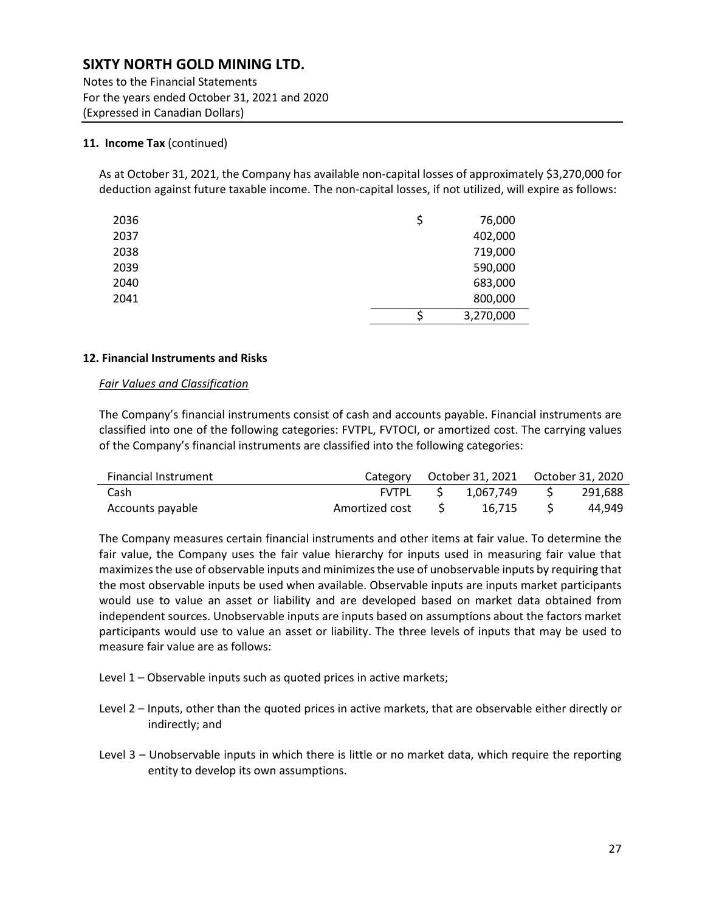## 11. Income Tax (continued)

As at October 31, 2021, the Company has available non-capital losses of approximately $3,270,000 for deduction against future taxable income. The non-capital losses, if not utilized, will expire as follows:

| | |
|---|---|
| 2036 | $ 76,000 |
| 2037 | 402,000 |
| 2038 | 719,000 |
| 2039 | 590,000 |
| 2040 | 683,000 |
| 2041 | 800,000 |
| | $ 3,270,000 |

## 12. Financial Instruments and Risks

*Fair Values and Classification*

The Company's financial instruments consist of cash and accounts payable. Financial instruments are classified into one of the following categories: FVTPL, FVTOCI, or amortized cost. The carrying values of the Company's financial instruments are classified into the following categories:

| Financial Instrument | Category | October 31, 2021 | October 31, 2020 |
|---|---|---|---|
| Cash | FVTPL | $ 1,067,749 | $ 291,688 |
| Accounts payable | Amortized cost | $ 16,715 | $ 44,949 |

The Company measures certain financial instruments and other items at fair value. To determine the fair value, the Company uses the fair value hierarchy for inputs used in measuring fair value that maximizes the use of observable inputs and minimizes the use of unobservable inputs by requiring that the most observable inputs be used when available. Observable inputs are inputs market participants would use to value an asset or liability and are developed based on market data obtained from independent sources. Unobservable inputs are inputs based on assumptions about the factors market participants would use to value an asset or liability. The three levels of inputs that may be used to measure fair value are as follows:

Level 1 – Observable inputs such as quoted prices in active markets;

Level 2 – Inputs, other than the quoted prices in active markets, that are observable either directly or indirectly; and

Level 3 – Unobservable inputs in which there is little or no market data, which require the reporting entity to develop its own assumptions.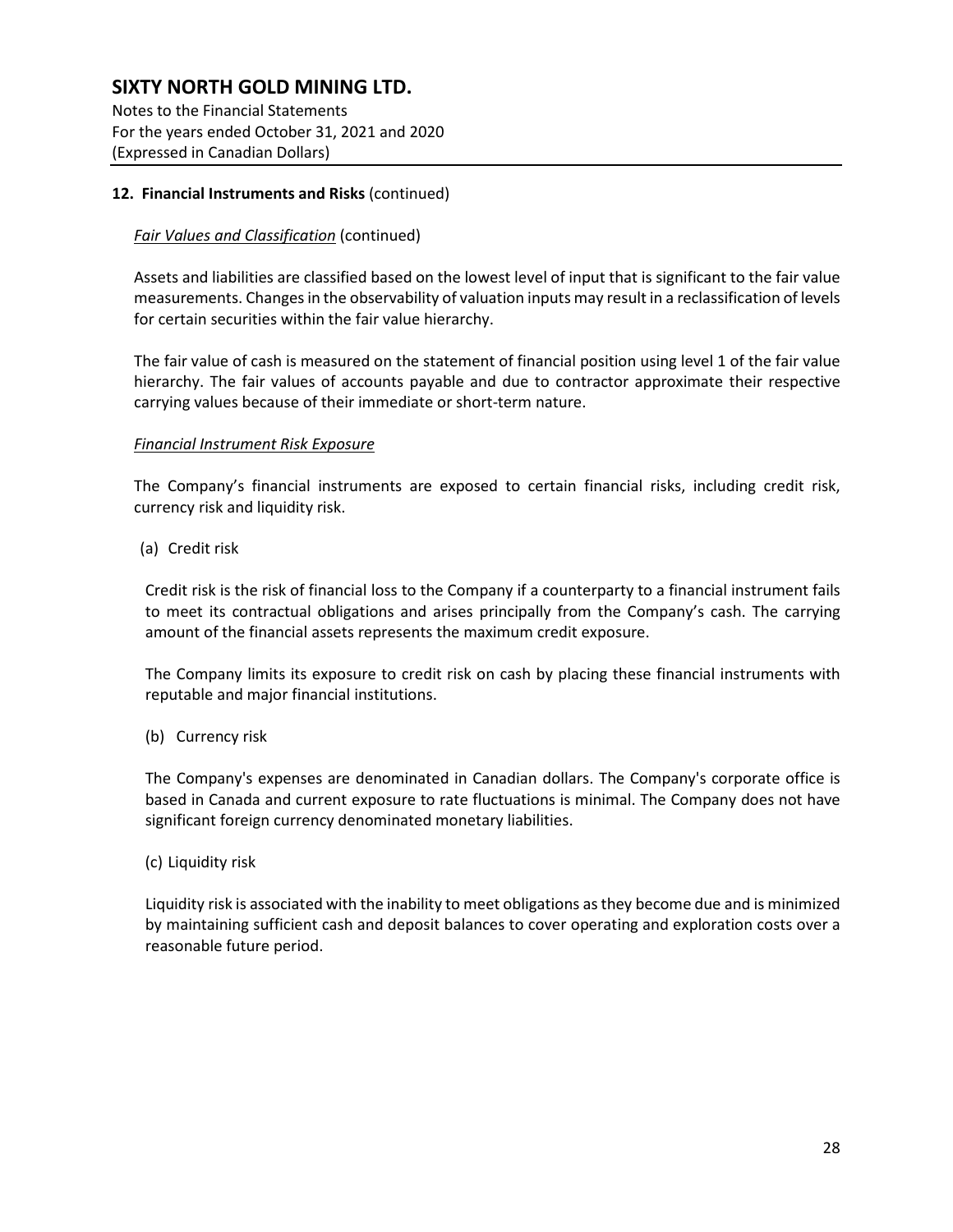**12. Financial Instruments and Risks** (continued)

*Fair Values and Classification* (continued)

Assets and liabilities are classified based on the lowest level of input that is significant to the fair value measurements. Changes in the observability of valuation inputs may result in a reclassification of levels for certain securities within the fair value hierarchy.

The fair value of cash is measured on the statement of financial position using level 1 of the fair value hierarchy. The fair values of accounts payable and due to contractor approximate their respective carrying values because of their immediate or short-term nature.

*Financial Instrument Risk Exposure*

The Company's financial instruments are exposed to certain financial risks, including credit risk, currency risk and liquidity risk.

(a) Credit risk

Credit risk is the risk of financial loss to the Company if a counterparty to a financial instrument fails to meet its contractual obligations and arises principally from the Company's cash. The carrying amount of the financial assets represents the maximum credit exposure.

The Company limits its exposure to credit risk on cash by placing these financial instruments with reputable and major financial institutions.

(b) Currency risk

The Company's expenses are denominated in Canadian dollars. The Company's corporate office is based in Canada and current exposure to rate fluctuations is minimal. The Company does not have significant foreign currency denominated monetary liabilities.

(c) Liquidity risk

Liquidity risk is associated with the inability to meet obligations as they become due and is minimized by maintaining sufficient cash and deposit balances to cover operating and exploration costs over a reasonable future period.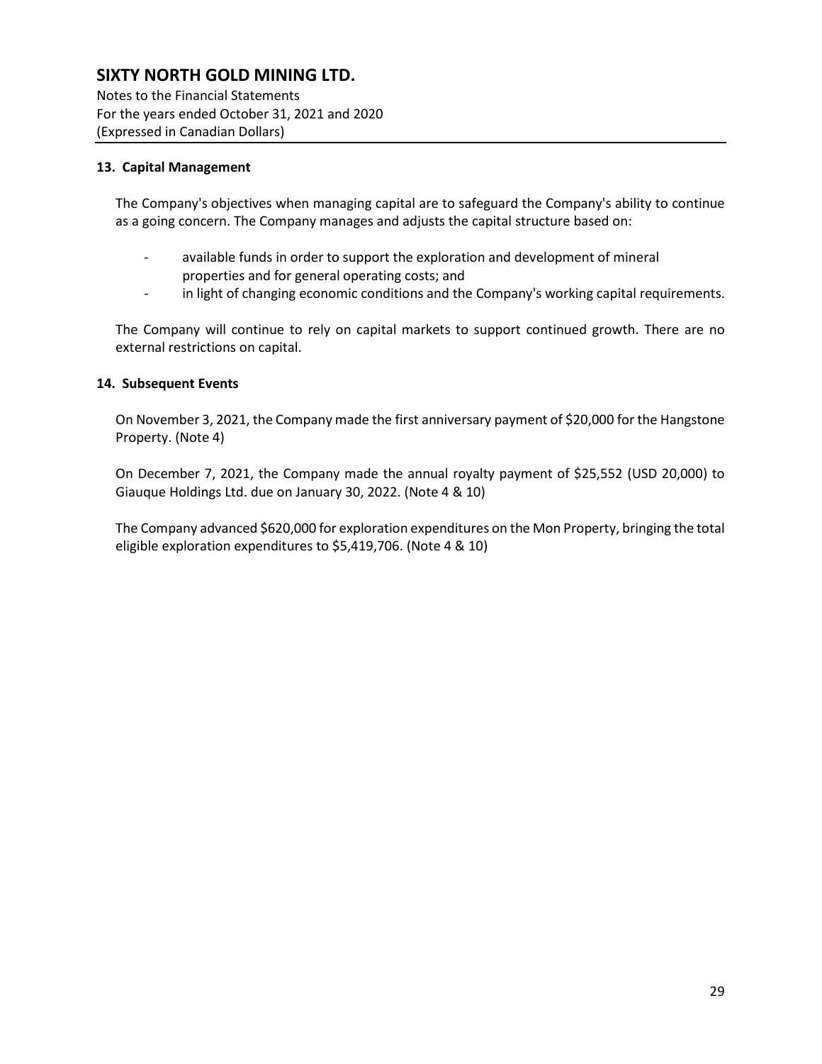## 13. Capital Management

The Company's objectives when managing capital are to safeguard the Company's ability to continue as a going concern. The Company manages and adjusts the capital structure based on:

- available funds in order to support the exploration and development of mineral properties and for general operating costs; and
- in light of changing economic conditions and the Company's working capital requirements.

The Company will continue to rely on capital markets to support continued growth. There are no external restrictions on capital.

## 14. Subsequent Events

On November 3, 2021, the Company made the first anniversary payment of $20,000 for the Hangstone Property. (Note 4)

On December 7, 2021, the Company made the annual royalty payment of $25,552 (USD 20,000) to Giauque Holdings Ltd. due on January 30, 2022. (Note 4 & 10)

The Company advanced $620,000 for exploration expenditures on the Mon Property, bringing the total eligible exploration expenditures to $5,419,706. (Note 4 & 10)